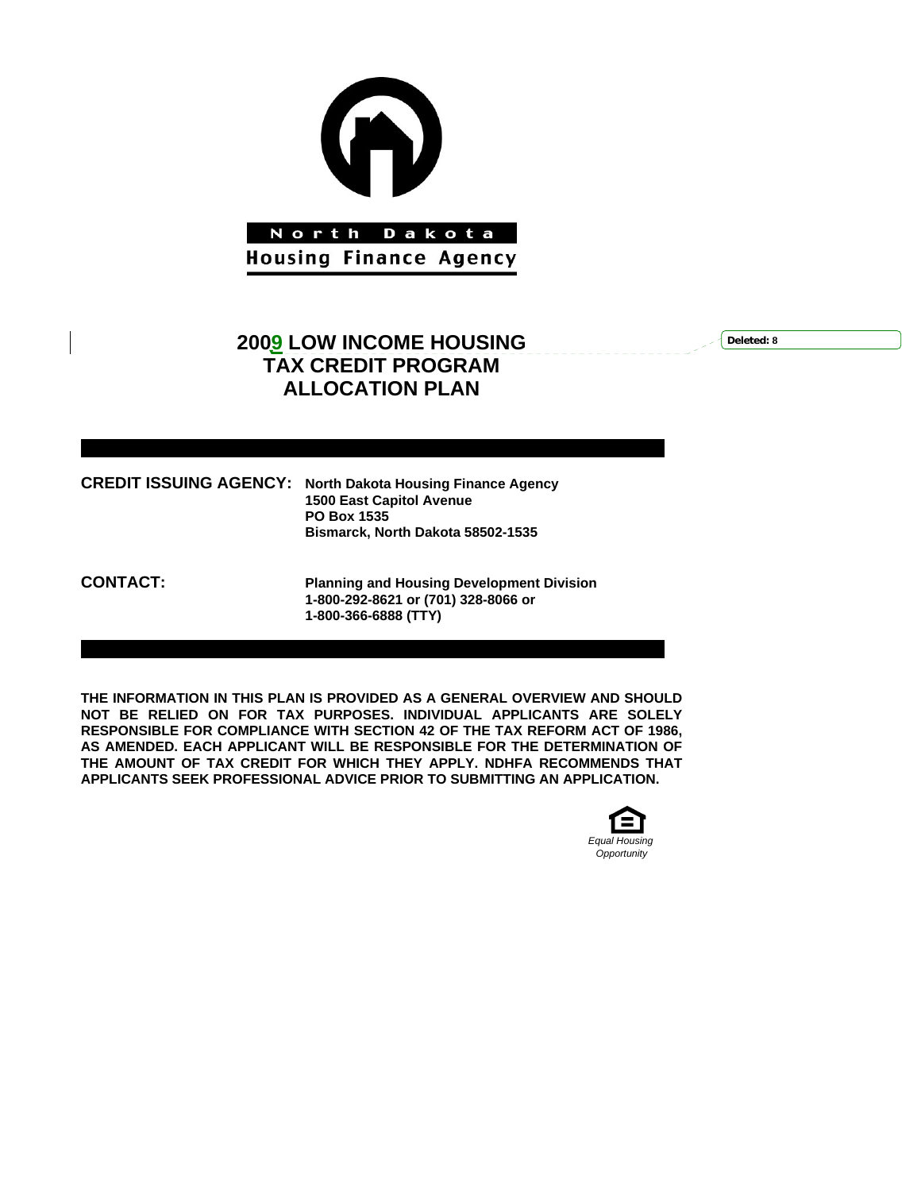North Dakota

Housing Finance Agency

# 2009 LOW INCOME HOUSING TAX CREDIT PROGRAM ALLOCATION PLAN

**CREDIT ISSUING AGENCY:** **North Dakota Housing Finance Agency**
**1500 East Capitol Avenue**
**PO Box 1535**
**Bismarck, North Dakota 58502-1535**

**CONTACT:** **Planning and Housing Development Division**
**1-800-292-8621 or (701) 328-8066 or**
**1-800-366-6888 (TTY)**

**THE INFORMATION IN THIS PLAN IS PROVIDED AS A GENERAL OVERVIEW AND SHOULD NOT BE RELIED ON FOR TAX PURPOSES. INDIVIDUAL APPLICANTS ARE SOLELY RESPONSIBLE FOR COMPLIANCE WITH SECTION 42 OF THE TAX REFORM ACT OF 1986, AS AMENDED. EACH APPLICANT WILL BE RESPONSIBLE FOR THE DETERMINATION OF THE AMOUNT OF TAX CREDIT FOR WHICH THEY APPLY. NDHFA RECOMMENDS THAT APPLICANTS SEEK PROFESSIONAL ADVICE PRIOR TO SUBMITTING AN APPLICATION.**

*Equal Housing Opportunity*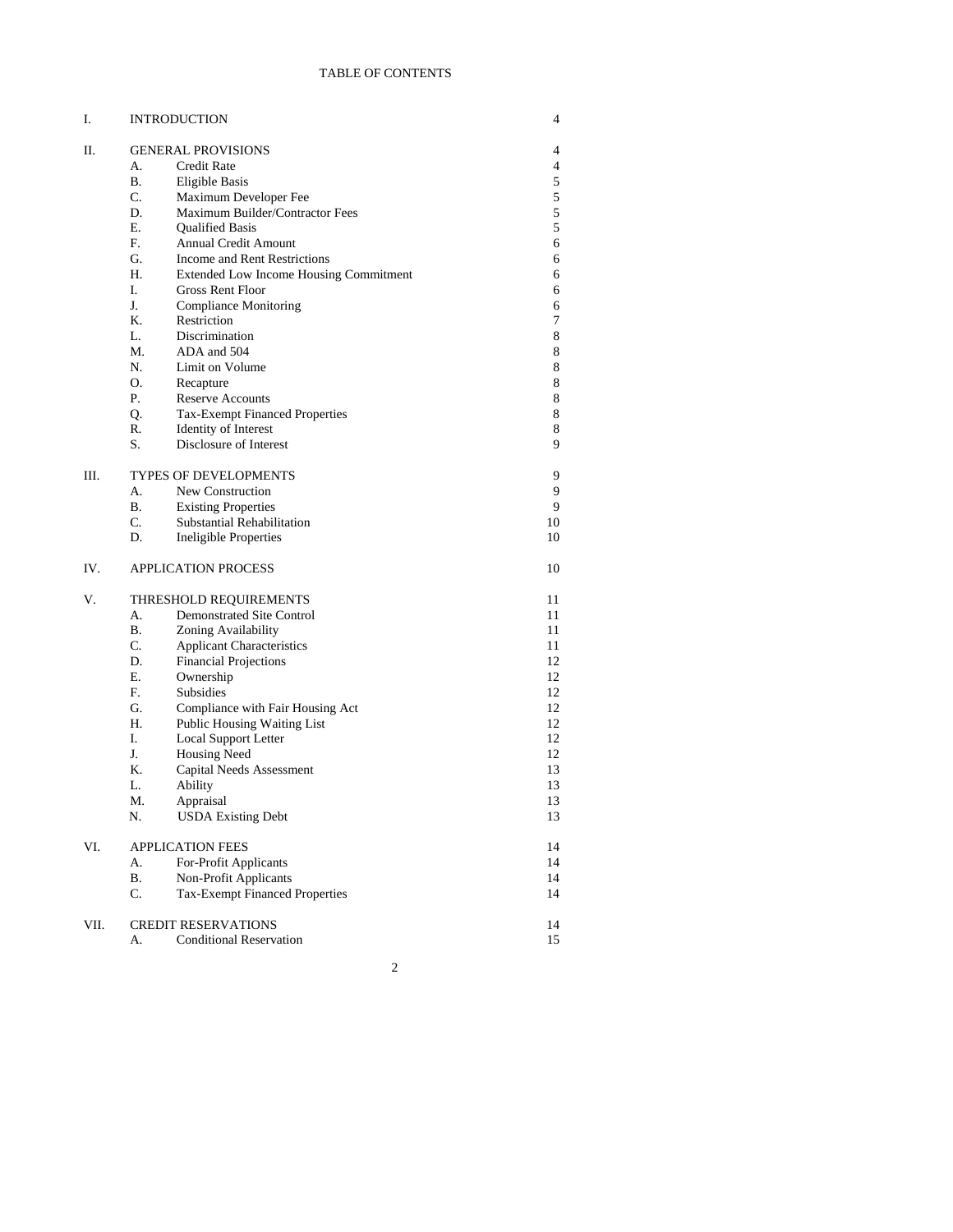# TABLE OF CONTENTS

| | | | |
|---|---|---|---|
| I. | INTRODUCTION | | 4 |
| II. | GENERAL PROVISIONS | | 4 |
| | A. | Credit Rate | 4 |
| | B. | Eligible Basis | 5 |
| | C. | Maximum Developer Fee | 5 |
| | D. | Maximum Builder/Contractor Fees | 5 |
| | E. | Qualified Basis | 5 |
| | F. | Annual Credit Amount | 6 |
| | G. | Income and Rent Restrictions | 6 |
| | H. | Extended Low Income Housing Commitment | 6 |
| | I. | Gross Rent Floor | 6 |
| | J. | Compliance Monitoring | 6 |
| | K. | Restriction | 7 |
| | L. | Discrimination | 8 |
| | M. | ADA and 504 | 8 |
| | N. | Limit on Volume | 8 |
| | O. | Recapture | 8 |
| | P. | Reserve Accounts | 8 |
| | Q. | Tax-Exempt Financed Properties | 8 |
| | R. | Identity of Interest | 8 |
| | S. | Disclosure of Interest | 9 |
| III. | TYPES OF DEVELOPMENTS | | 9 |
| | A. | New Construction | 9 |
| | B. | Existing Properties | 9 |
| | C. | Substantial Rehabilitation | 10 |
| | D. | Ineligible Properties | 10 |
| IV. | APPLICATION PROCESS | | 10 |
| V. | THRESHOLD REQUIREMENTS | | 11 |
| | A. | Demonstrated Site Control | 11 |
| | B. | Zoning Availability | 11 |
| | C. | Applicant Characteristics | 11 |
| | D. | Financial Projections | 12 |
| | E. | Ownership | 12 |
| | F. | Subsidies | 12 |
| | G. | Compliance with Fair Housing Act | 12 |
| | H. | Public Housing Waiting List | 12 |
| | I. | Local Support Letter | 12 |
| | J. | Housing Need | 12 |
| | K. | Capital Needs Assessment | 13 |
| | L. | Ability | 13 |
| | M. | Appraisal | 13 |
| | N. | USDA Existing Debt | 13 |
| VI. | APPLICATION FEES | | 14 |
| | A. | For-Profit Applicants | 14 |
| | B. | Non-Profit Applicants | 14 |
| | C. | Tax-Exempt Financed Properties | 14 |
| VII. | CREDIT RESERVATIONS | | 14 |
| | A. | Conditional Reservation | 15 |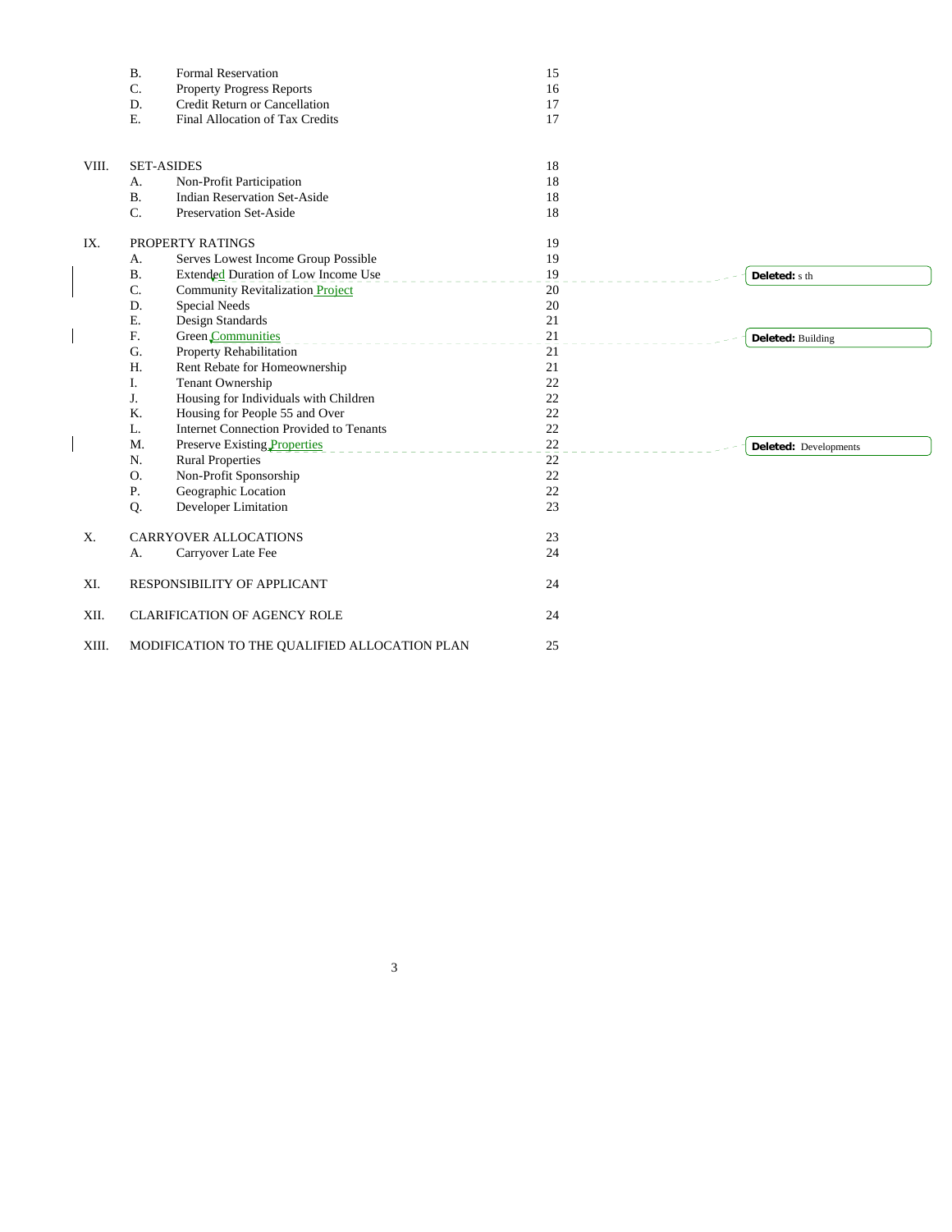| | | | |
|---|---|---|---|
| | B. | Formal Reservation | 15 |
| | C. | Property Progress Reports | 16 |
| | D. | Credit Return or Cancellation | 17 |
| | E. | Final Allocation of Tax Credits | 17 |
| VIII. | SET-ASIDES | | 18 |
| | A. | Non-Profit Participation | 18 |
| | B. | Indian Reservation Set-Aside | 18 |
| | C. | Preservation Set-Aside | 18 |
| IX. | PROPERTY RATINGS | | 19 |
| | A. | Serves Lowest Income Group Possible | 19 |
| | B. | Extended Duration of Low Income Use | 19 |
| | C. | Community Revitalization Project | 20 |
| | D. | Special Needs | 20 |
| | E. | Design Standards | 21 |
| | F. | Green Communities | 21 |
| | G. | Property Rehabilitation | 21 |
| | H. | Rent Rebate for Homeownership | 21 |
| | I. | Tenant Ownership | 22 |
| | J. | Housing for Individuals with Children | 22 |
| | K. | Housing for People 55 and Over | 22 |
| | L. | Internet Connection Provided to Tenants | 22 |
| | M. | Preserve Existing Properties | 22 |
| | N. | Rural Properties | 22 |
| | O. | Non-Profit Sponsorship | 22 |
| | P. | Geographic Location | 22 |
| | Q. | Developer Limitation | 23 |
| X. | CARRYOVER ALLOCATIONS | | 23 |
| | A. | Carryover Late Fee | 24 |
| XI. | RESPONSIBILITY OF APPLICANT | | 24 |
| XII. | CLARIFICATION OF AGENCY ROLE | | 24 |
| XIII. | MODIFICATION TO THE QUALIFIED ALLOCATION PLAN | | 25 |

Deleted: s th

Deleted: Building

Deleted: Developments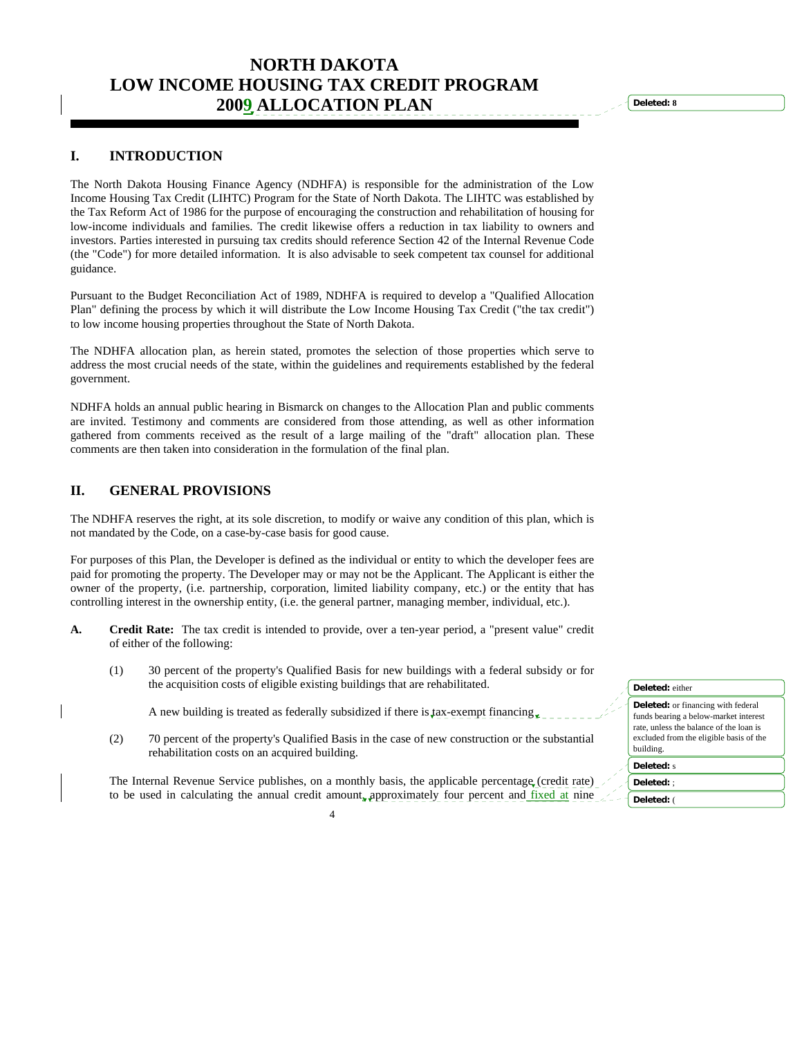# NORTH DAKOTA LOW INCOME HOUSING TAX CREDIT PROGRAM 2009 ALLOCATION PLAN

## I. INTRODUCTION

The North Dakota Housing Finance Agency (NDHFA) is responsible for the administration of the Low Income Housing Tax Credit (LIHTC) Program for the State of North Dakota. The LIHTC was established by the Tax Reform Act of 1986 for the purpose of encouraging the construction and rehabilitation of housing for low-income individuals and families. The credit likewise offers a reduction in tax liability to owners and investors. Parties interested in pursuing tax credits should reference Section 42 of the Internal Revenue Code (the "Code") for more detailed information. It is also advisable to seek competent tax counsel for additional guidance.

Pursuant to the Budget Reconciliation Act of 1989, NDHFA is required to develop a "Qualified Allocation Plan" defining the process by which it will distribute the Low Income Housing Tax Credit ("the tax credit") to low income housing properties throughout the State of North Dakota.

The NDHFA allocation plan, as herein stated, promotes the selection of those properties which serve to address the most crucial needs of the state, within the guidelines and requirements established by the federal government.

NDHFA holds an annual public hearing in Bismarck on changes to the Allocation Plan and public comments are invited. Testimony and comments are considered from those attending, as well as other information gathered from comments received as the result of a large mailing of the "draft" allocation plan. These comments are then taken into consideration in the formulation of the final plan.

## II. GENERAL PROVISIONS

The NDHFA reserves the right, at its sole discretion, to modify or waive any condition of this plan, which is not mandated by the Code, on a case-by-case basis for good cause.

For purposes of this Plan, the Developer is defined as the individual or entity to which the developer fees are paid for promoting the property. The Developer may or may not be the Applicant. The Applicant is either the owner of the property, (i.e. partnership, corporation, limited liability company, etc.) or the entity that has controlling interest in the ownership entity, (i.e. the general partner, managing member, individual, etc.).

**A. Credit Rate:** The tax credit is intended to provide, over a ten-year period, a "present value" credit of either of the following:

(1) 30 percent of the property's Qualified Basis for new buildings with a federal subsidy or for the acquisition costs of eligible existing buildings that are rehabilitated.

A new building is treated as federally subsidized if there is tax-exempt financing.

(2) 70 percent of the property's Qualified Basis in the case of new construction or the substantial rehabilitation costs on an acquired building.

The Internal Revenue Service publishes, on a monthly basis, the applicable percentage (credit rate) to be used in calculating the annual credit amount, approximately four percent and fixed at nine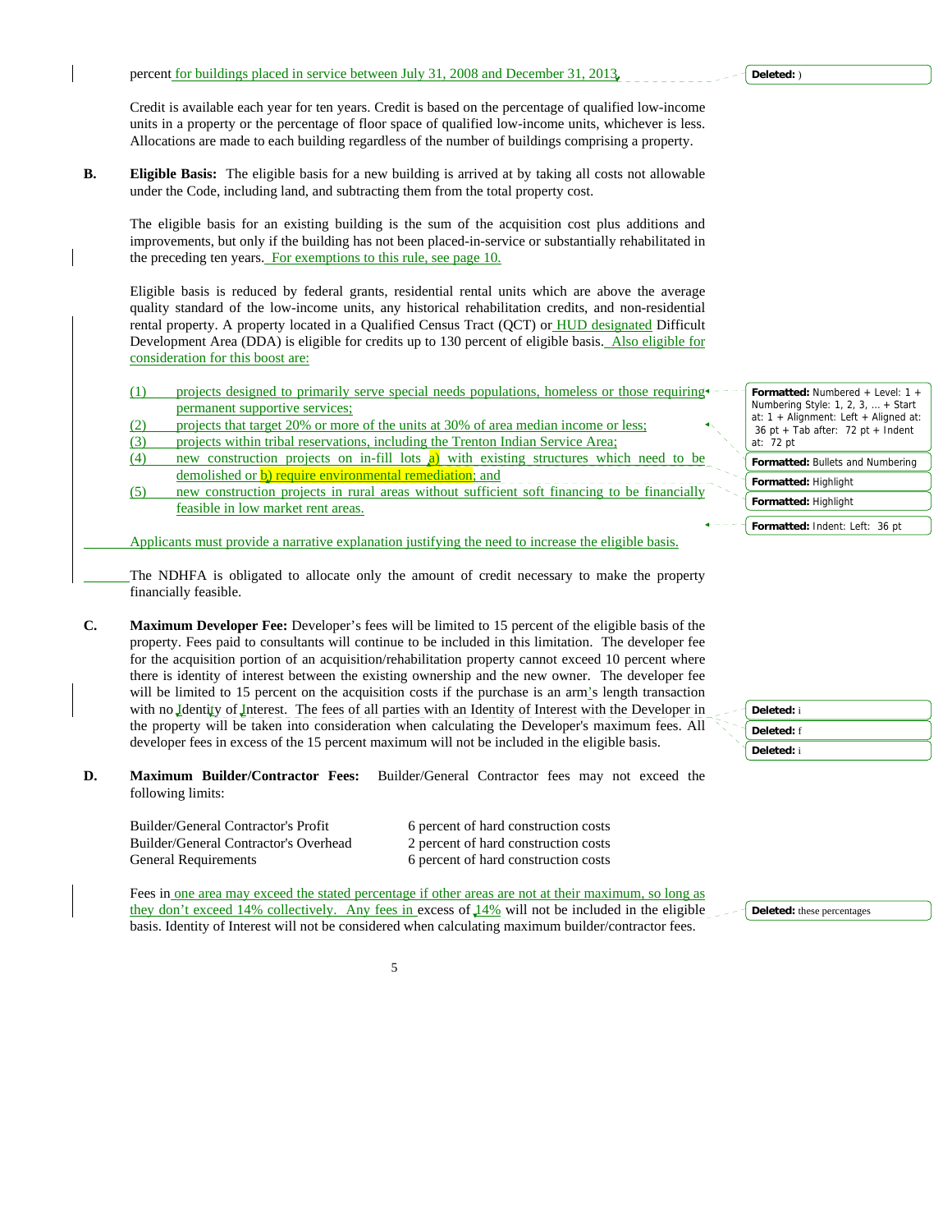percent for buildings placed in service between July 31, 2008 and December 31, 2013.

Credit is available each year for ten years. Credit is based on the percentage of qualified low-income units in a property or the percentage of floor space of qualified low-income units, whichever is less. Allocations are made to each building regardless of the number of buildings comprising a property.

**B. Eligible Basis:** The eligible basis for a new building is arrived at by taking all costs not allowable under the Code, including land, and subtracting them from the total property cost.

The eligible basis for an existing building is the sum of the acquisition cost plus additions and improvements, but only if the building has not been placed-in-service or substantially rehabilitated in the preceding ten years. For exemptions to this rule, see page 10.

Eligible basis is reduced by federal grants, residential rental units which are above the average quality standard of the low-income units, any historical rehabilitation credits, and non-residential rental property. A property located in a Qualified Census Tract (QCT) or HUD designated Difficult Development Area (DDA) is eligible for credits up to 130 percent of eligible basis. Also eligible for consideration for this boost are:

(1) projects designed to primarily serve special needs populations, homeless or those requiring permanent supportive services;
(2) projects that target 20% or more of the units at 30% of area median income or less;
(3) projects within tribal reservations, including the Trenton Indian Service Area;
(4) new construction projects on in-fill lots a) with existing structures which need to be demolished or b) require environmental remediation; and
(5) new construction projects in rural areas without sufficient soft financing to be financially feasible in low market rent areas.

Applicants must provide a narrative explanation justifying the need to increase the eligible basis.

The NDHFA is obligated to allocate only the amount of credit necessary to make the property financially feasible.

**C. Maximum Developer Fee:** Developer's fees will be limited to 15 percent of the eligible basis of the property. Fees paid to consultants will continue to be included in this limitation. The developer fee for the acquisition portion of an acquisition/rehabilitation property cannot exceed 10 percent where there is identity of interest between the existing ownership and the new owner. The developer fee will be limited to 15 percent on the acquisition costs if the purchase is an arm's length transaction with no Identity of Interest. The fees of all parties with an Identity of Interest with the Developer in the property will be taken into consideration when calculating the Developer's maximum fees. All developer fees in excess of the 15 percent maximum will not be included in the eligible basis.

**D. Maximum Builder/Contractor Fees:** Builder/General Contractor fees may not exceed the following limits:

| | |
|---|---|
| Builder/General Contractor's Profit | 6 percent of hard construction costs |
| Builder/General Contractor's Overhead | 2 percent of hard construction costs |
| General Requirements | 6 percent of hard construction costs |

Fees in one area may exceed the stated percentage if other areas are not at their maximum, so long as they don't exceed 14% collectively. Any fees in excess of 14% will not be included in the eligible basis. Identity of Interest will not be considered when calculating maximum builder/contractor fees.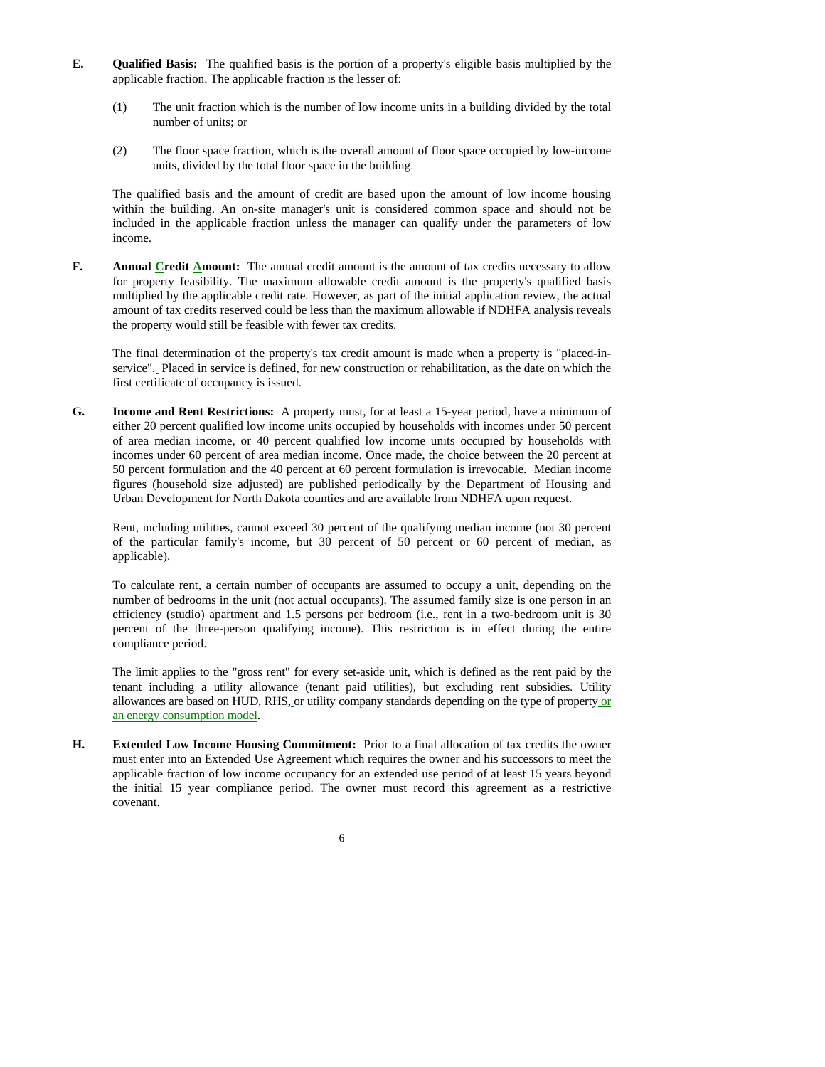**E. Qualified Basis:** The qualified basis is the portion of a property's eligible basis multiplied by the applicable fraction. The applicable fraction is the lesser of:

(1) The unit fraction which is the number of low income units in a building divided by the total number of units; or

(2) The floor space fraction, which is the overall amount of floor space occupied by low-income units, divided by the total floor space in the building.

The qualified basis and the amount of credit are based upon the amount of low income housing within the building. An on-site manager's unit is considered common space and should not be included in the applicable fraction unless the manager can qualify under the parameters of low income.

**F. Annual Credit Amount:** The annual credit amount is the amount of tax credits necessary to allow for property feasibility. The maximum allowable credit amount is the property's qualified basis multiplied by the applicable credit rate. However, as part of the initial application review, the actual amount of tax credits reserved could be less than the maximum allowable if NDHFA analysis reveals the property would still be feasible with fewer tax credits.

The final determination of the property's tax credit amount is made when a property is "placed-in-service". Placed in service is defined, for new construction or rehabilitation, as the date on which the first certificate of occupancy is issued.

**G. Income and Rent Restrictions:** A property must, for at least a 15-year period, have a minimum of either 20 percent qualified low income units occupied by households with incomes under 50 percent of area median income, or 40 percent qualified low income units occupied by households with incomes under 60 percent of area median income. Once made, the choice between the 20 percent at 50 percent formulation and the 40 percent at 60 percent formulation is irrevocable. Median income figures (household size adjusted) are published periodically by the Department of Housing and Urban Development for North Dakota counties and are available from NDHFA upon request.

Rent, including utilities, cannot exceed 30 percent of the qualifying median income (not 30 percent of the particular family's income, but 30 percent of 50 percent or 60 percent of median, as applicable).

To calculate rent, a certain number of occupants are assumed to occupy a unit, depending on the number of bedrooms in the unit (not actual occupants). The assumed family size is one person in an efficiency (studio) apartment and 1.5 persons per bedroom (i.e., rent in a two-bedroom unit is 30 percent of the three-person qualifying income). This restriction is in effect during the entire compliance period.

The limit applies to the "gross rent" for every set-aside unit, which is defined as the rent paid by the tenant including a utility allowance (tenant paid utilities), but excluding rent subsidies. Utility allowances are based on HUD, RHS, or utility company standards depending on the type of property or an energy consumption model.

**H. Extended Low Income Housing Commitment:** Prior to a final allocation of tax credits the owner must enter into an Extended Use Agreement which requires the owner and his successors to meet the applicable fraction of low income occupancy for an extended use period of at least 15 years beyond the initial 15 year compliance period. The owner must record this agreement as a restrictive covenant.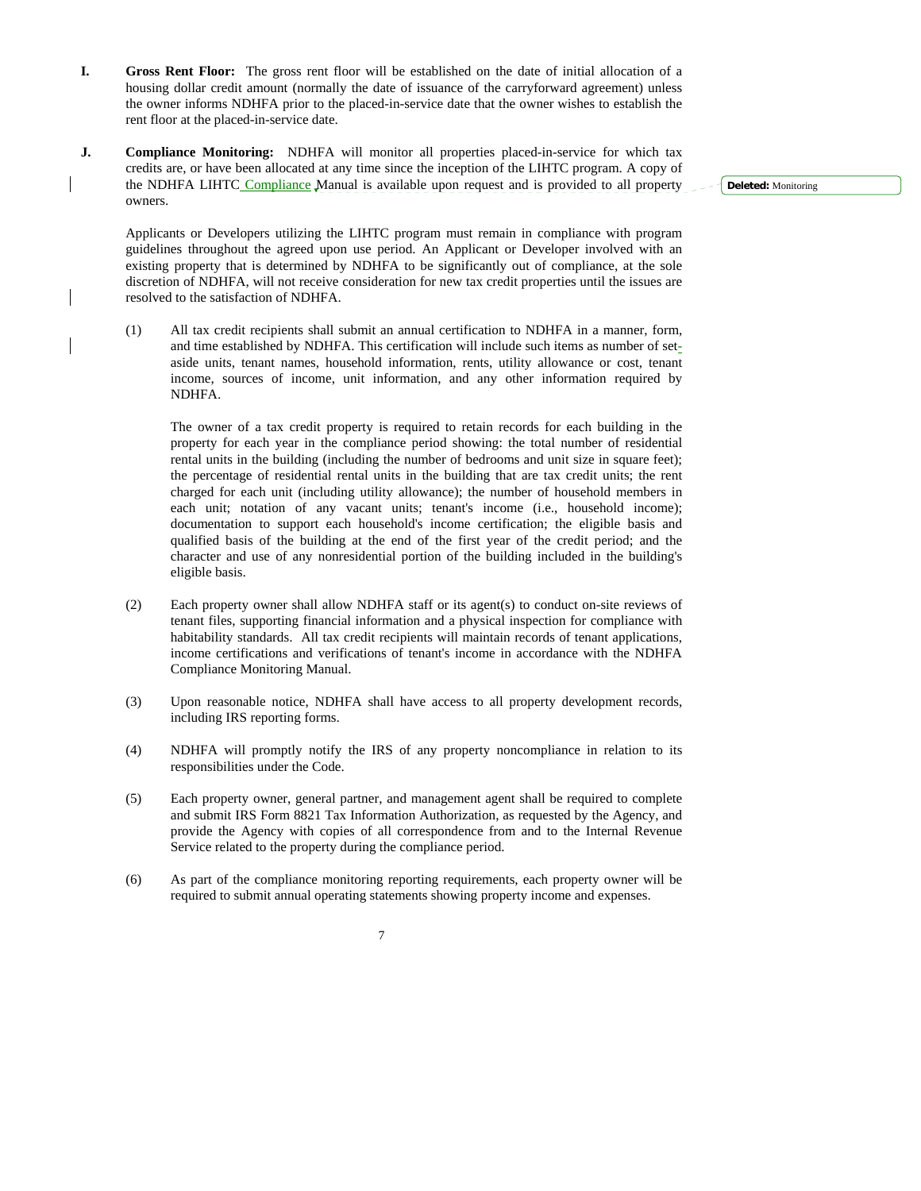**I. Gross Rent Floor:** The gross rent floor will be established on the date of initial allocation of a housing dollar credit amount (normally the date of issuance of the carryforward agreement) unless the owner informs NDHFA prior to the placed-in-service date that the owner wishes to establish the rent floor at the placed-in-service date.

**J. Compliance Monitoring:** NDHFA will monitor all properties placed-in-service for which tax credits are, or have been allocated at any time since the inception of the LIHTC program. A copy of the NDHFA LIHTC Compliance Manual is available upon request and is provided to all property owners.

Deleted: Monitoring

Applicants or Developers utilizing the LIHTC program must remain in compliance with program guidelines throughout the agreed upon use period. An Applicant or Developer involved with an existing property that is determined by NDHFA to be significantly out of compliance, at the sole discretion of NDHFA, will not receive consideration for new tax credit properties until the issues are resolved to the satisfaction of NDHFA.

(1) All tax credit recipients shall submit an annual certification to NDHFA in a manner, form, and time established by NDHFA. This certification will include such items as number of set-aside units, tenant names, household information, rents, utility allowance or cost, tenant income, sources of income, unit information, and any other information required by NDHFA.

The owner of a tax credit property is required to retain records for each building in the property for each year in the compliance period showing: the total number of residential rental units in the building (including the number of bedrooms and unit size in square feet); the percentage of residential rental units in the building that are tax credit units; the rent charged for each unit (including utility allowance); the number of household members in each unit; notation of any vacant units; tenant's income (i.e., household income); documentation to support each household's income certification; the eligible basis and qualified basis of the building at the end of the first year of the credit period; and the character and use of any nonresidential portion of the building included in the building's eligible basis.

(2) Each property owner shall allow NDHFA staff or its agent(s) to conduct on-site reviews of tenant files, supporting financial information and a physical inspection for compliance with habitability standards. All tax credit recipients will maintain records of tenant applications, income certifications and verifications of tenant's income in accordance with the NDHFA Compliance Monitoring Manual.

(3) Upon reasonable notice, NDHFA shall have access to all property development records, including IRS reporting forms.

(4) NDHFA will promptly notify the IRS of any property noncompliance in relation to its responsibilities under the Code.

(5) Each property owner, general partner, and management agent shall be required to complete and submit IRS Form 8821 Tax Information Authorization, as requested by the Agency, and provide the Agency with copies of all correspondence from and to the Internal Revenue Service related to the property during the compliance period.

(6) As part of the compliance monitoring reporting requirements, each property owner will be required to submit annual operating statements showing property income and expenses.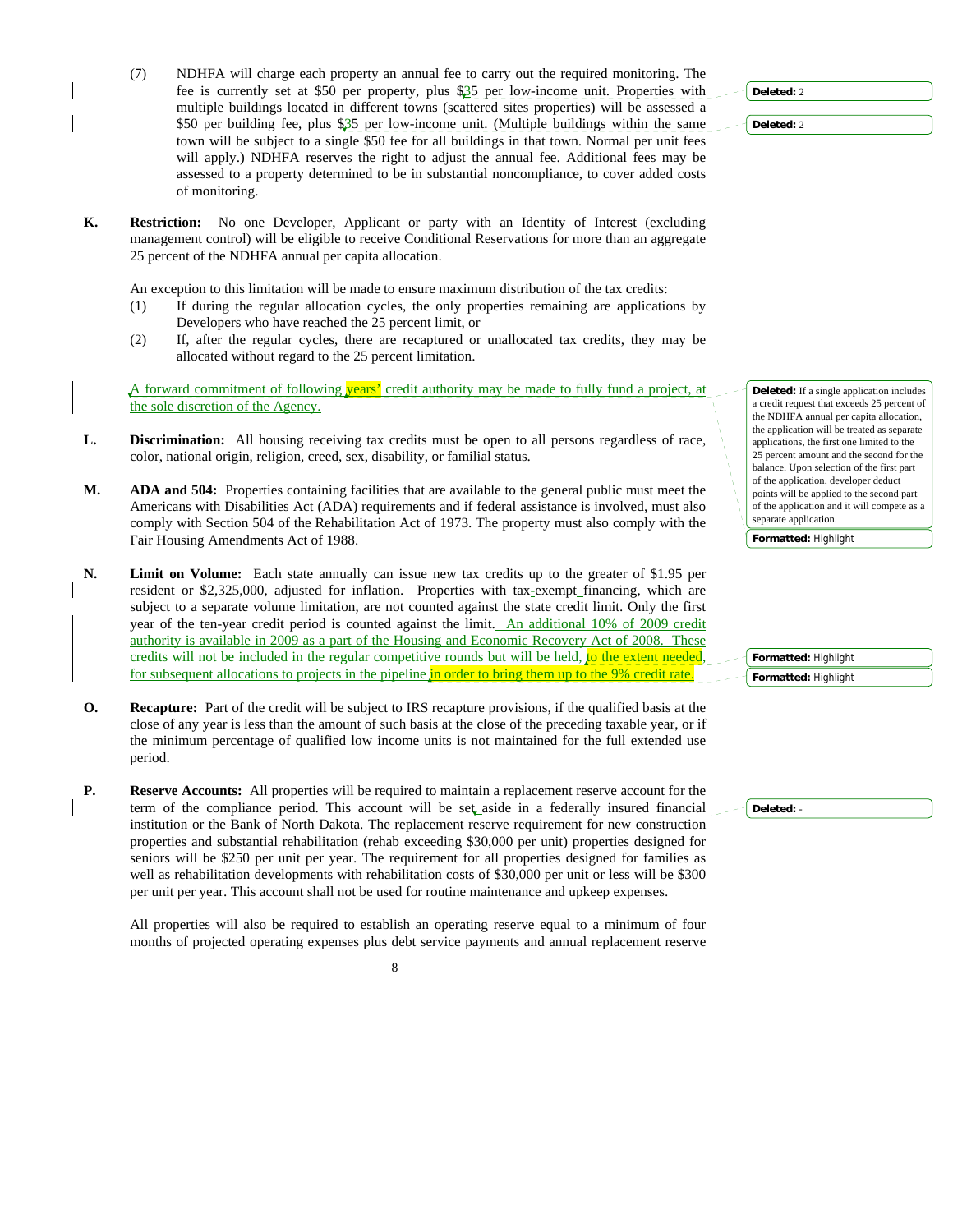(7) NDHFA will charge each property an annual fee to carry out the required monitoring. The fee is currently set at $50 per property, plus $35 per low-income unit. Properties with multiple buildings located in different towns (scattered sites properties) will be assessed a $50 per building fee, plus $35 per low-income unit. (Multiple buildings within the same town will be subject to a single $50 fee for all buildings in that town. Normal per unit fees will apply.) NDHFA reserves the right to adjust the annual fee. Additional fees may be assessed to a property determined to be in substantial noncompliance, to cover added costs of monitoring.

**K. Restriction:** No one Developer, Applicant or party with an Identity of Interest (excluding management control) will be eligible to receive Conditional Reservations for more than an aggregate 25 percent of the NDHFA annual per capita allocation.

An exception to this limitation will be made to ensure maximum distribution of the tax credits:

(1) If during the regular allocation cycles, the only properties remaining are applications by Developers who have reached the 25 percent limit, or

(2) If, after the regular cycles, there are recaptured or unallocated tax credits, they may be allocated without regard to the 25 percent limitation.

A forward commitment of following years' credit authority may be made to fully fund a project, at the sole discretion of the Agency.

**L. Discrimination:** All housing receiving tax credits must be open to all persons regardless of race, color, national origin, religion, creed, sex, disability, or familial status.

**M. ADA and 504:** Properties containing facilities that are available to the general public must meet the Americans with Disabilities Act (ADA) requirements and if federal assistance is involved, must also comply with Section 504 of the Rehabilitation Act of 1973. The property must also comply with the Fair Housing Amendments Act of 1988.

**N. Limit on Volume:** Each state annually can issue new tax credits up to the greater of $1.95 per resident or $2,325,000, adjusted for inflation. Properties with tax-exempt financing, which are subject to a separate volume limitation, are not counted against the state credit limit. Only the first year of the ten-year credit period is counted against the limit. An additional 10% of 2009 credit authority is available in 2009 as a part of the Housing and Economic Recovery Act of 2008. These credits will not be included in the regular competitive rounds but will be held, to the extent needed, for subsequent allocations to projects in the pipeline in order to bring them up to the 9% credit rate.

**O. Recapture:** Part of the credit will be subject to IRS recapture provisions, if the qualified basis at the close of any year is less than the amount of such basis at the close of the preceding taxable year, or if the minimum percentage of qualified low income units is not maintained for the full extended use period.

**P. Reserve Accounts:** All properties will be required to maintain a replacement reserve account for the term of the compliance period. This account will be set aside in a federally insured financial institution or the Bank of North Dakota. The replacement reserve requirement for new construction properties and substantial rehabilitation (rehab exceeding $30,000 per unit) properties designed for seniors will be $250 per unit per year. The requirement for all properties designed for families as well as rehabilitation developments with rehabilitation costs of $30,000 per unit or less will be $300 per unit per year. This account shall not be used for routine maintenance and upkeep expenses.

All properties will also be required to establish an operating reserve equal to a minimum of four months of projected operating expenses plus debt service payments and annual replacement reserve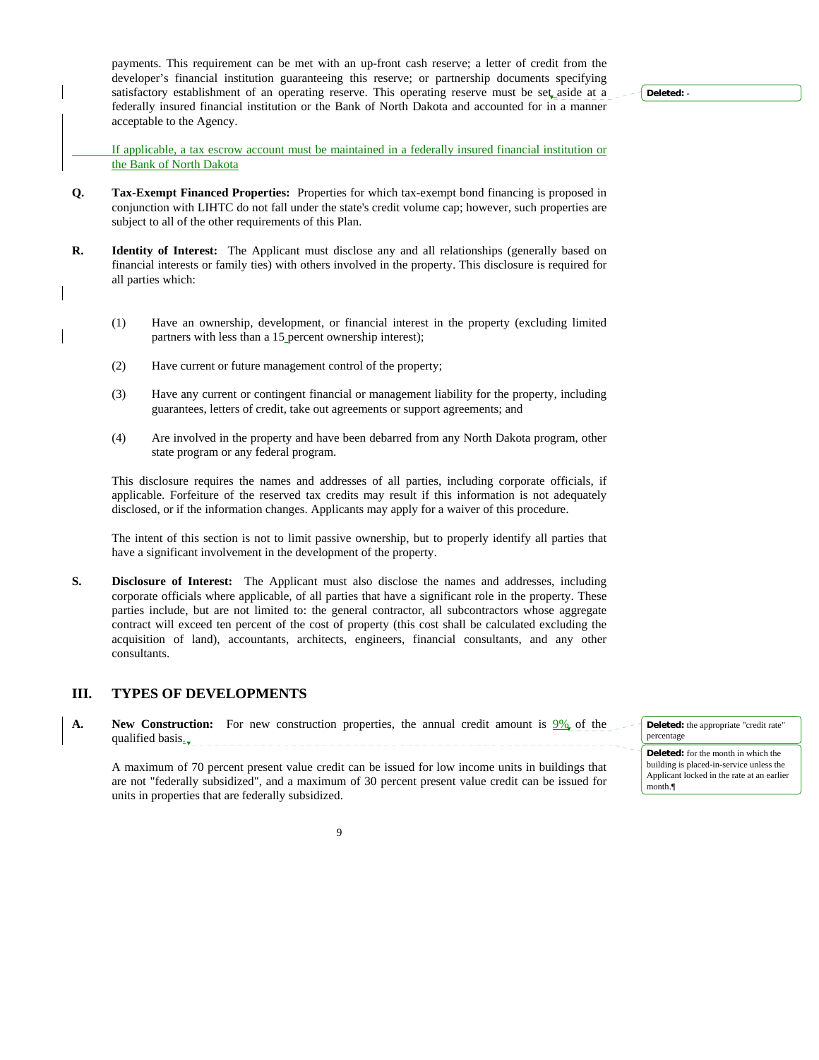payments. This requirement can be met with an up-front cash reserve; a letter of credit from the developer's financial institution guaranteeing this reserve; or partnership documents specifying satisfactory establishment of an operating reserve. This operating reserve must be set aside at a federally insured financial institution or the Bank of North Dakota and accounted for in a manner acceptable to the Agency.

If applicable, a tax escrow account must be maintained in a federally insured financial institution or the Bank of North Dakota

**Q. Tax-Exempt Financed Properties:** Properties for which tax-exempt bond financing is proposed in conjunction with LIHTC do not fall under the state's credit volume cap; however, such properties are subject to all of the other requirements of this Plan.

**R. Identity of Interest:** The Applicant must disclose any and all relationships (generally based on financial interests or family ties) with others involved in the property. This disclosure is required for all parties which:

(1) Have an ownership, development, or financial interest in the property (excluding limited partners with less than a 15 percent ownership interest);

(2) Have current or future management control of the property;

(3) Have any current or contingent financial or management liability for the property, including guarantees, letters of credit, take out agreements or support agreements; and

(4) Are involved in the property and have been debarred from any North Dakota program, other state program or any federal program.

This disclosure requires the names and addresses of all parties, including corporate officials, if applicable. Forfeiture of the reserved tax credits may result if this information is not adequately disclosed, or if the information changes. Applicants may apply for a waiver of this procedure.

The intent of this section is not to limit passive ownership, but to properly identify all parties that have a significant involvement in the development of the property.

**S. Disclosure of Interest:** The Applicant must also disclose the names and addresses, including corporate officials where applicable, of all parties that have a significant role in the property. These parties include, but are not limited to: the general contractor, all subcontractors whose aggregate contract will exceed ten percent of the cost of property (this cost shall be calculated excluding the acquisition of land), accountants, architects, engineers, financial consultants, and any other consultants.

## III. TYPES OF DEVELOPMENTS

**A. New Construction:** For new construction properties, the annual credit amount is 9% of the qualified basis.

A maximum of 70 percent present value credit can be issued for low income units in buildings that are not "federally subsidized", and a maximum of 30 percent present value credit can be issued for units in properties that are federally subsidized.

Deleted: -

Deleted: the appropriate "credit rate" percentage

Deleted: for the month in which the building is placed-in-service unless the Applicant locked in the rate at an earlier month.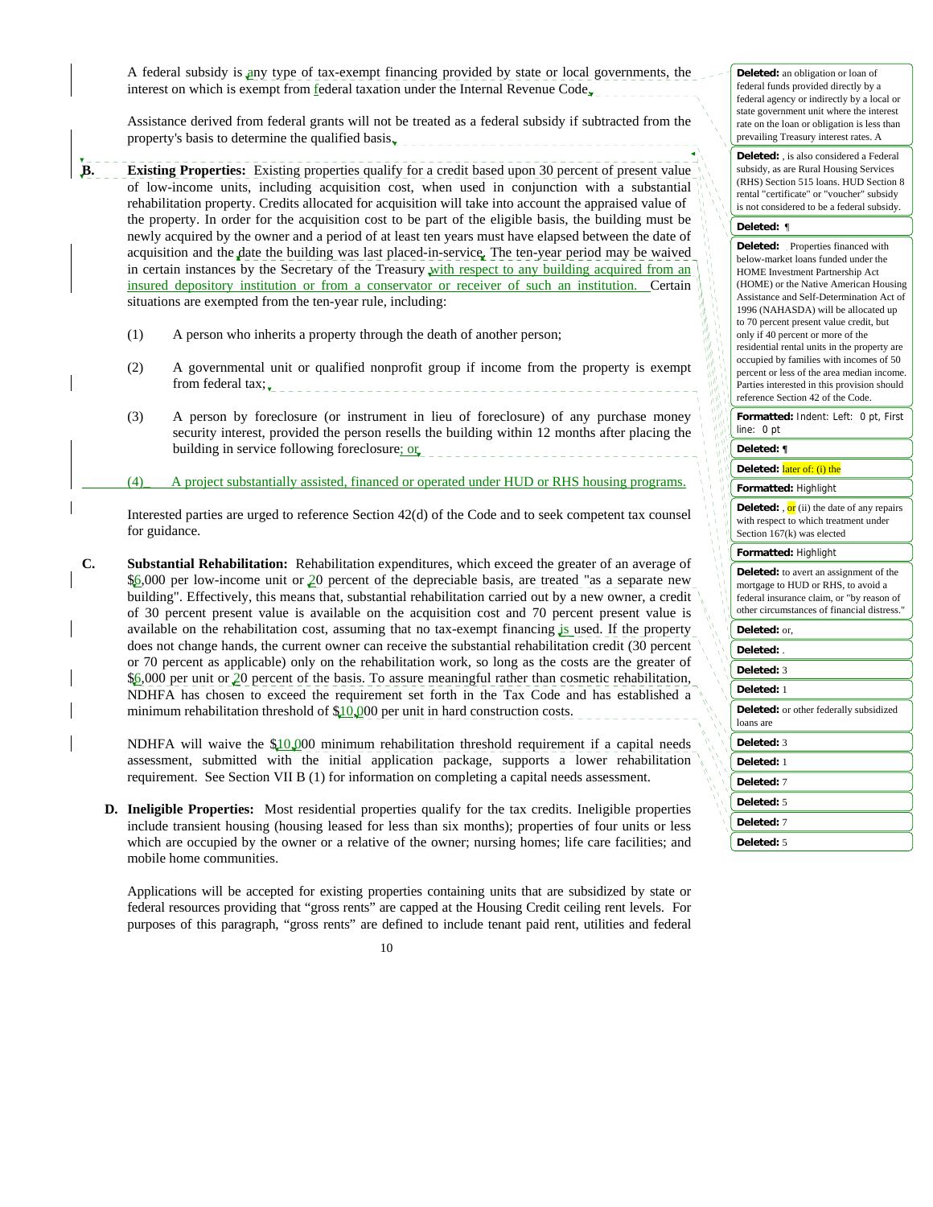A federal subsidy is any type of tax-exempt financing provided by state or local governments, the interest on which is exempt from federal taxation under the Internal Revenue Code.

Assistance derived from federal grants will not be treated as a federal subsidy if subtracted from the property's basis to determine the qualified basis.

**B. Existing Properties:** Existing properties qualify for a credit based upon 30 percent of present value of low-income units, including acquisition cost, when used in conjunction with a substantial rehabilitation property. Credits allocated for acquisition will take into account the appraised value of the property. In order for the acquisition cost to be part of the eligible basis, the building must be newly acquired by the owner and a period of at least ten years must have elapsed between the date of acquisition and the date the building was last placed-in-service. The ten-year period may be waived in certain instances by the Secretary of the Treasury with respect to any building acquired from an insured depository institution or from a conservator or receiver of such an institution. Certain situations are exempted from the ten-year rule, including:

(1) A person who inherits a property through the death of another person;

(2) A governmental unit or qualified nonprofit group if income from the property is exempt from federal tax;

(3) A person by foreclosure (or instrument in lieu of foreclosure) of any purchase money security interest, provided the person resells the building within 12 months after placing the building in service following foreclosure; or

(4) A project substantially assisted, financed or operated under HUD or RHS housing programs.

Interested parties are urged to reference Section 42(d) of the Code and to seek competent tax counsel for guidance.

**C. Substantial Rehabilitation:** Rehabilitation expenditures, which exceed the greater of an average of $6,000 per low-income unit or 20 percent of the depreciable basis, are treated "as a separate new building". Effectively, this means that, substantial rehabilitation carried out by a new owner, a credit of 30 percent present value is available on the acquisition cost and 70 percent present value is available on the rehabilitation cost, assuming that no tax-exempt financing is used. If the property does not change hands, the current owner can receive the substantial rehabilitation credit (30 percent or 70 percent as applicable) only on the rehabilitation work, so long as the costs are the greater of $6,000 per unit or 20 percent of the basis. To assure meaningful rather than cosmetic rehabilitation, NDHFA has chosen to exceed the requirement set forth in the Tax Code and has established a minimum rehabilitation threshold of $10,000 per unit in hard construction costs.

NDHFA will waive the $10,000 minimum rehabilitation threshold requirement if a capital needs assessment, submitted with the initial application package, supports a lower rehabilitation requirement. See Section VII B (1) for information on completing a capital needs assessment.

**D. Ineligible Properties:** Most residential properties qualify for the tax credits. Ineligible properties include transient housing (housing leased for less than six months); properties of four units or less which are occupied by the owner or a relative of the owner; nursing homes; life care facilities; and mobile home communities.

Applications will be accepted for existing properties containing units that are subsidized by state or federal resources providing that "gross rents" are capped at the Housing Credit ceiling rent levels. For purposes of this paragraph, "gross rents" are defined to include tenant paid rent, utilities and federal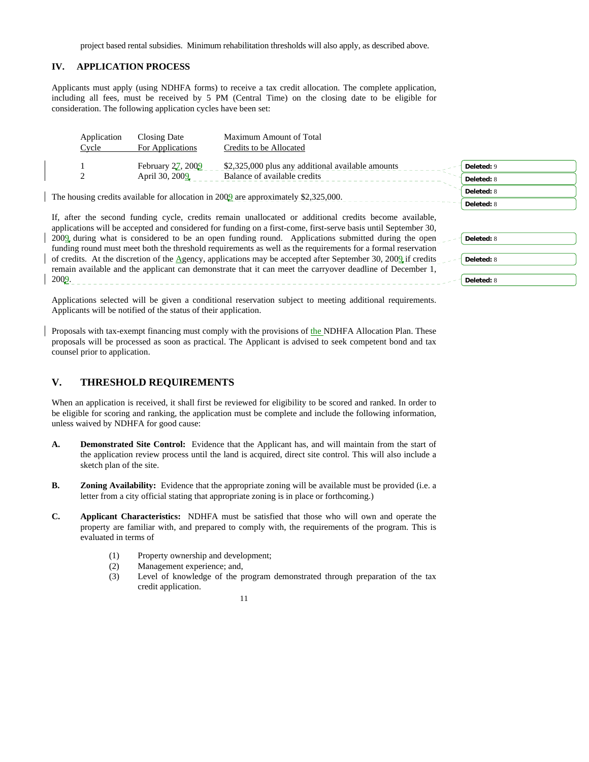project based rental subsidies. Minimum rehabilitation thresholds will also apply, as described above.

## IV. APPLICATION PROCESS

Applicants must apply (using NDHFA forms) to receive a tax credit allocation. The complete application, including all fees, must be received by 5 PM (Central Time) on the closing date to be eligible for consideration. The following application cycles have been set:

| Application Cycle | Closing Date For Applications | Maximum Amount of Total Credits to be Allocated |
|---|---|---|
| 1 | February 27, 2009 | $2,325,000 plus any additional available amounts |
| 2 | April 30, 2009 | Balance of available credits |

The housing credits available for allocation in 2009 are approximately $2,325,000.

If, after the second funding cycle, credits remain unallocated or additional credits become available, applications will be accepted and considered for funding on a first-come, first-serve basis until September 30, 2009 during what is considered to be an open funding round. Applications submitted during the open funding round must meet both the threshold requirements as well as the requirements for a formal reservation of credits. At the discretion of the Agency, applications may be accepted after September 30, 2009 if credits remain available and the applicant can demonstrate that it can meet the carryover deadline of December 1, 2009.

Applications selected will be given a conditional reservation subject to meeting additional requirements. Applicants will be notified of the status of their application.

Proposals with tax-exempt financing must comply with the provisions of the NDHFA Allocation Plan. These proposals will be processed as soon as practical. The Applicant is advised to seek competent bond and tax counsel prior to application.

## V. THRESHOLD REQUIREMENTS

When an application is received, it shall first be reviewed for eligibility to be scored and ranked. In order to be eligible for scoring and ranking, the application must be complete and include the following information, unless waived by NDHFA for good cause:

**A. Demonstrated Site Control:** Evidence that the Applicant has, and will maintain from the start of the application review process until the land is acquired, direct site control. This will also include a sketch plan of the site.

**B. Zoning Availability:** Evidence that the appropriate zoning will be available must be provided (i.e. a letter from a city official stating that appropriate zoning is in place or forthcoming.)

**C. Applicant Characteristics:** NDHFA must be satisfied that those who will own and operate the property are familiar with, and prepared to comply with, the requirements of the program. This is evaluated in terms of

(1) Property ownership and development;
(2) Management experience; and,
(3) Level of knowledge of the program demonstrated through preparation of the tax credit application.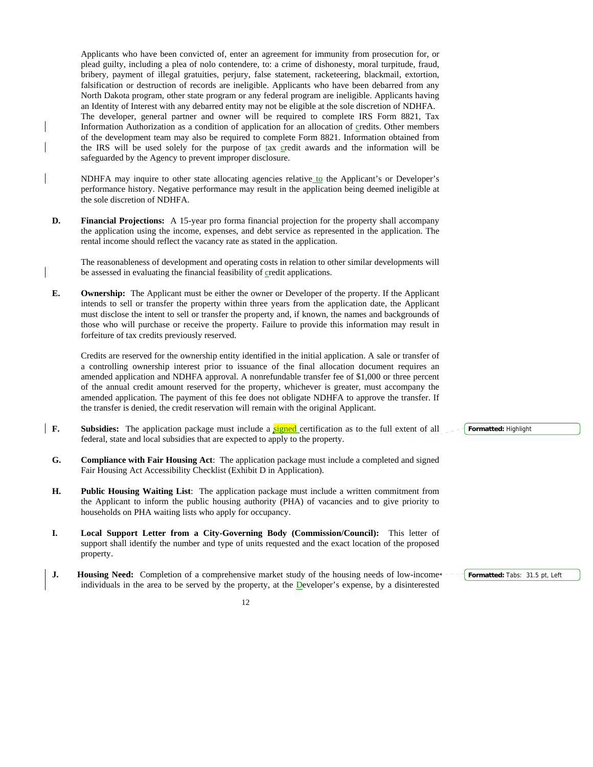Applicants who have been convicted of, enter an agreement for immunity from prosecution for, or plead guilty, including a plea of nolo contendere, to: a crime of dishonesty, moral turpitude, fraud, bribery, payment of illegal gratuities, perjury, false statement, racketeering, blackmail, extortion, falsification or destruction of records are ineligible. Applicants who have been debarred from any North Dakota program, other state program or any federal program are ineligible. Applicants having an Identity of Interest with any debarred entity may not be eligible at the sole discretion of NDHFA. The developer, general partner and owner will be required to complete IRS Form 8821, Tax Information Authorization as a condition of application for an allocation of credits. Other members of the development team may also be required to complete Form 8821. Information obtained from the IRS will be used solely for the purpose of tax credit awards and the information will be safeguarded by the Agency to prevent improper disclosure.

NDHFA may inquire to other state allocating agencies relative to the Applicant's or Developer's performance history. Negative performance may result in the application being deemed ineligible at the sole discretion of NDHFA.

**D. Financial Projections:** A 15-year pro forma financial projection for the property shall accompany the application using the income, expenses, and debt service as represented in the application. The rental income should reflect the vacancy rate as stated in the application.

The reasonableness of development and operating costs in relation to other similar developments will be assessed in evaluating the financial feasibility of credit applications.

**E. Ownership:** The Applicant must be either the owner or Developer of the property. If the Applicant intends to sell or transfer the property within three years from the application date, the Applicant must disclose the intent to sell or transfer the property and, if known, the names and backgrounds of those who will purchase or receive the property. Failure to provide this information may result in forfeiture of tax credits previously reserved.

Credits are reserved for the ownership entity identified in the initial application. A sale or transfer of a controlling ownership interest prior to issuance of the final allocation document requires an amended application and NDHFA approval. A nonrefundable transfer fee of $1,000 or three percent of the annual credit amount reserved for the property, whichever is greater, must accompany the amended application. The payment of this fee does not obligate NDHFA to approve the transfer. If the transfer is denied, the credit reservation will remain with the original Applicant.

**F. Subsidies:** The application package must include a signed certification as to the full extent of all federal, state and local subsidies that are expected to apply to the property.

**G. Compliance with Fair Housing Act**: The application package must include a completed and signed Fair Housing Act Accessibility Checklist (Exhibit D in Application).

**H. Public Housing Waiting List**: The application package must include a written commitment from the Applicant to inform the public housing authority (PHA) of vacancies and to give priority to households on PHA waiting lists who apply for occupancy.

**I. Local Support Letter from a City-Governing Body (Commission/Council):** This letter of support shall identify the number and type of units requested and the exact location of the proposed property.

**J. Housing Need:** Completion of a comprehensive market study of the housing needs of low-income individuals in the area to be served by the property, at the Developer's expense, by a disinterested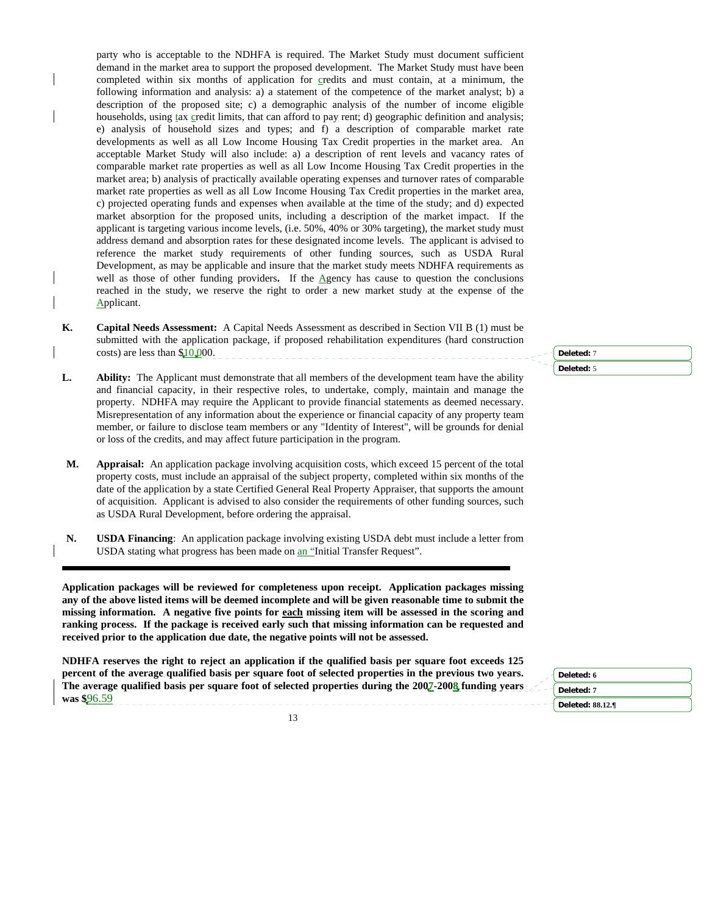party who is acceptable to the NDHFA is required. The Market Study must document sufficient demand in the market area to support the proposed development. The Market Study must have been completed within six months of application for credits and must contain, at a minimum, the following information and analysis: a) a statement of the competence of the market analyst; b) a description of the proposed site; c) a demographic analysis of the number of income eligible households, using tax credit limits, that can afford to pay rent; d) geographic definition and analysis; e) analysis of household sizes and types; and f) a description of comparable market rate developments as well as all Low Income Housing Tax Credit properties in the market area. An acceptable Market Study will also include: a) a description of rent levels and vacancy rates of comparable market rate properties as well as all Low Income Housing Tax Credit properties in the market area; b) analysis of practically available operating expenses and turnover rates of comparable market rate properties as well as all Low Income Housing Tax Credit properties in the market area, c) projected operating funds and expenses when available at the time of the study; and d) expected market absorption for the proposed units, including a description of the market impact. If the applicant is targeting various income levels, (i.e. 50%, 40% or 30% targeting), the market study must address demand and absorption rates for these designated income levels. The applicant is advised to reference the market study requirements of other funding sources, such as USDA Rural Development, as may be applicable and insure that the market study meets NDHFA requirements as well as those of other funding providers**.** If the Agency has cause to question the conclusions reached in the study, we reserve the right to order a new market study at the expense of the Applicant.

**K. Capital Needs Assessment:** A Capital Needs Assessment as described in Section VII B (1) must be submitted with the application package, if proposed rehabilitation expenditures (hard construction costs) are less than $10,000.

**L. Ability:** The Applicant must demonstrate that all members of the development team have the ability and financial capacity, in their respective roles, to undertake, comply, maintain and manage the property. NDHFA may require the Applicant to provide financial statements as deemed necessary. Misrepresentation of any information about the experience or financial capacity of any property team member, or failure to disclose team members or any "Identity of Interest", will be grounds for denial or loss of the credits, and may affect future participation in the program.

**M. Appraisal:** An application package involving acquisition costs, which exceed 15 percent of the total property costs, must include an appraisal of the subject property, completed within six months of the date of the application by a state Certified General Real Property Appraiser, that supports the amount of acquisition. Applicant is advised to also consider the requirements of other funding sources, such as USDA Rural Development, before ordering the appraisal.

**N. USDA Financing**: An application package involving existing USDA debt must include a letter from USDA stating what progress has been made on an "Initial Transfer Request".

---

**Application packages will be reviewed for completeness upon receipt. Application packages missing any of the above listed items will be deemed incomplete and will be given reasonable time to submit the missing information. A negative five points for each missing item will be assessed in the scoring and ranking process. If the package is received early such that missing information can be requested and received prior to the application due date, the negative points will not be assessed.**

**NDHFA reserves the right to reject an application if the qualified basis per square foot exceeds 125 percent of the average qualified basis per square foot of selected properties in the previous two years. The average qualified basis per square foot of selected properties during the 2007-2008 funding years was $96.59**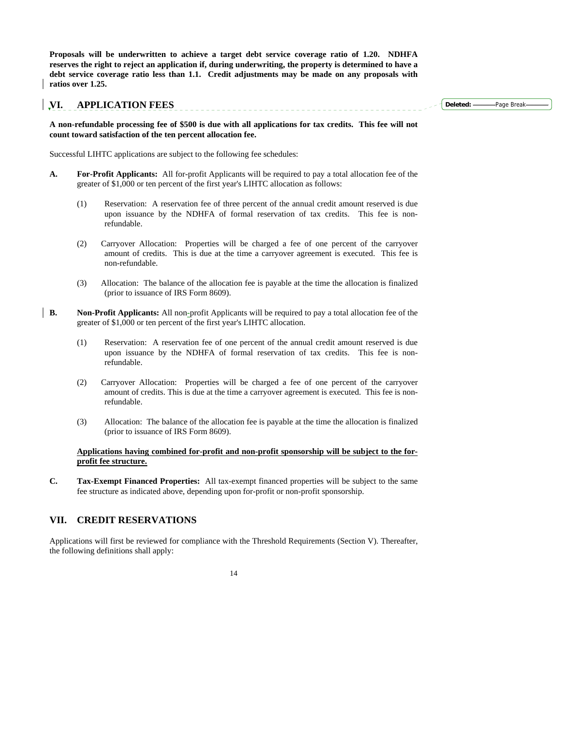**Proposals will be underwritten to achieve a target debt service coverage ratio of 1.20. NDHFA reserves the right to reject an application if, during underwriting, the property is determined to have a debt service coverage ratio less than 1.1. Credit adjustments may be made on any proposals with ratios over 1.25.**

## VI. APPLICATION FEES

**A non-refundable processing fee of $500 is due with all applications for tax credits. This fee will not count toward satisfaction of the ten percent allocation fee.**

Successful LIHTC applications are subject to the following fee schedules:

**A. For-Profit Applicants:** All for-profit Applicants will be required to pay a total allocation fee of the greater of $1,000 or ten percent of the first year's LIHTC allocation as follows:

(1) Reservation: A reservation fee of three percent of the annual credit amount reserved is due upon issuance by the NDHFA of formal reservation of tax credits. This fee is non-refundable.

(2) Carryover Allocation: Properties will be charged a fee of one percent of the carryover amount of credits. This is due at the time a carryover agreement is executed. This fee is non-refundable.

(3) Allocation: The balance of the allocation fee is payable at the time the allocation is finalized (prior to issuance of IRS Form 8609).

**B. Non-Profit Applicants:** All non-profit Applicants will be required to pay a total allocation fee of the greater of $1,000 or ten percent of the first year's LIHTC allocation.

(1) Reservation: A reservation fee of one percent of the annual credit amount reserved is due upon issuance by the NDHFA of formal reservation of tax credits. This fee is non-refundable.

(2) Carryover Allocation: Properties will be charged a fee of one percent of the carryover amount of credits. This is due at the time a carryover agreement is executed. This fee is non-refundable.

(3) Allocation: The balance of the allocation fee is payable at the time the allocation is finalized (prior to issuance of IRS Form 8609).

**Applications having combined for-profit and non-profit sponsorship will be subject to the for-profit fee structure.**

**C. Tax-Exempt Financed Properties:** All tax-exempt financed properties will be subject to the same fee structure as indicated above, depending upon for-profit or non-profit sponsorship.

## VII. CREDIT RESERVATIONS

Applications will first be reviewed for compliance with the Threshold Requirements (Section V). Thereafter, the following definitions shall apply: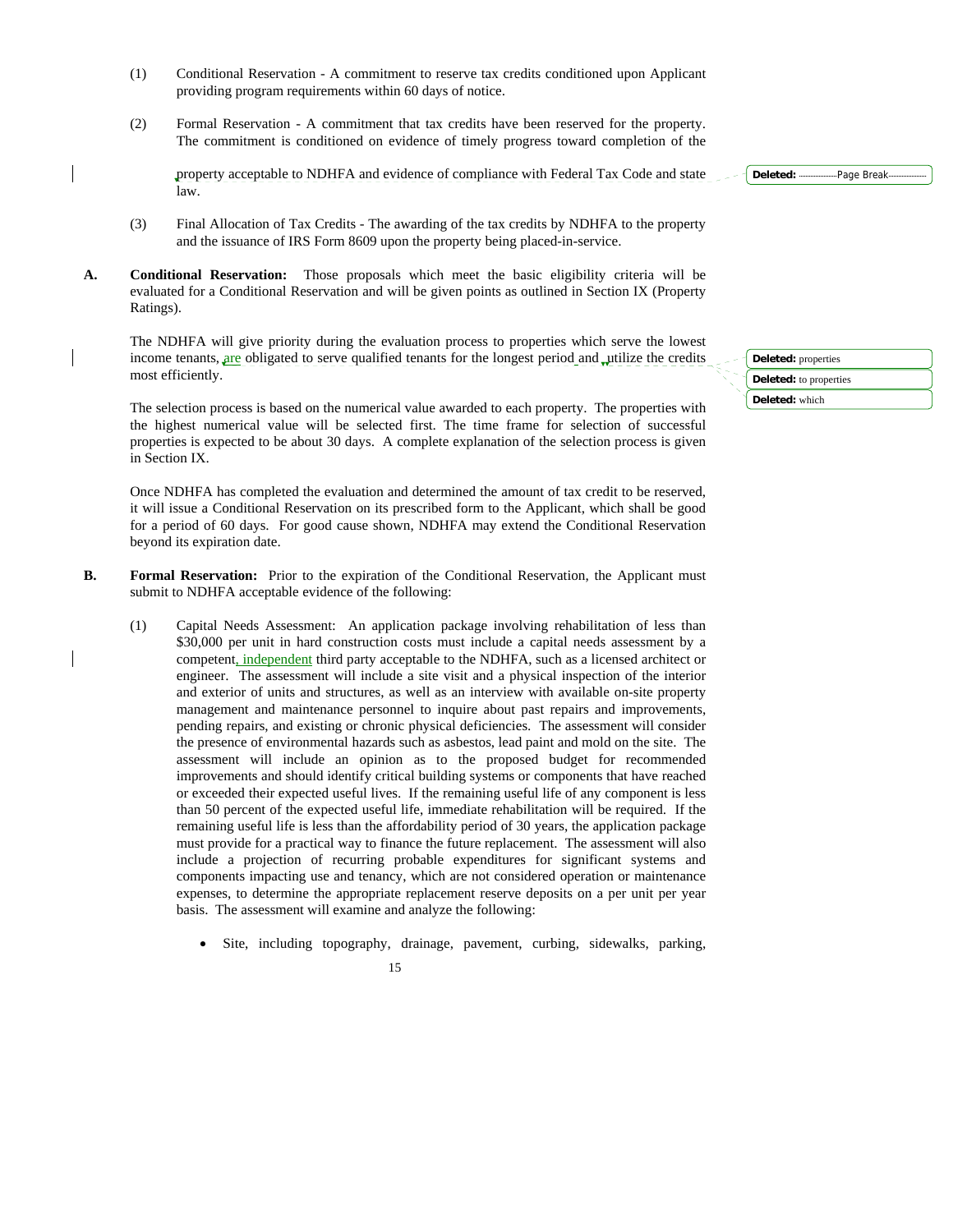(1) Conditional Reservation - A commitment to reserve tax credits conditioned upon Applicant providing program requirements within 60 days of notice.

(2) Formal Reservation - A commitment that tax credits have been reserved for the property. The commitment is conditioned on evidence of timely progress toward completion of the property acceptable to NDHFA and evidence of compliance with Federal Tax Code and state law.

(3) Final Allocation of Tax Credits - The awarding of the tax credits by NDHFA to the property and the issuance of IRS Form 8609 upon the property being placed-in-service.

**A. Conditional Reservation:** Those proposals which meet the basic eligibility criteria will be evaluated for a Conditional Reservation and will be given points as outlined in Section IX (Property Ratings).

The NDHFA will give priority during the evaluation process to properties which serve the lowest income tenants, are obligated to serve qualified tenants for the longest period and utilize the credits most efficiently.

The selection process is based on the numerical value awarded to each property. The properties with the highest numerical value will be selected first. The time frame for selection of successful properties is expected to be about 30 days. A complete explanation of the selection process is given in Section IX.

Once NDHFA has completed the evaluation and determined the amount of tax credit to be reserved, it will issue a Conditional Reservation on its prescribed form to the Applicant, which shall be good for a period of 60 days. For good cause shown, NDHFA may extend the Conditional Reservation beyond its expiration date.

**B. Formal Reservation:** Prior to the expiration of the Conditional Reservation, the Applicant must submit to NDHFA acceptable evidence of the following:

(1) Capital Needs Assessment: An application package involving rehabilitation of less than $30,000 per unit in hard construction costs must include a capital needs assessment by a competent, independent third party acceptable to the NDHFA, such as a licensed architect or engineer. The assessment will include a site visit and a physical inspection of the interior and exterior of units and structures, as well as an interview with available on-site property management and maintenance personnel to inquire about past repairs and improvements, pending repairs, and existing or chronic physical deficiencies. The assessment will consider the presence of environmental hazards such as asbestos, lead paint and mold on the site. The assessment will include an opinion as to the proposed budget for recommended improvements and should identify critical building systems or components that have reached or exceeded their expected useful lives. If the remaining useful life of any component is less than 50 percent of the expected useful life, immediate rehabilitation will be required. If the remaining useful life is less than the affordability period of 30 years, the application package must provide for a practical way to finance the future replacement. The assessment will also include a projection of recurring probable expenditures for significant systems and components impacting use and tenancy, which are not considered operation or maintenance expenses, to determine the appropriate replacement reserve deposits on a per unit per year basis. The assessment will examine and analyze the following:

- Site, including topography, drainage, pavement, curbing, sidewalks, parking,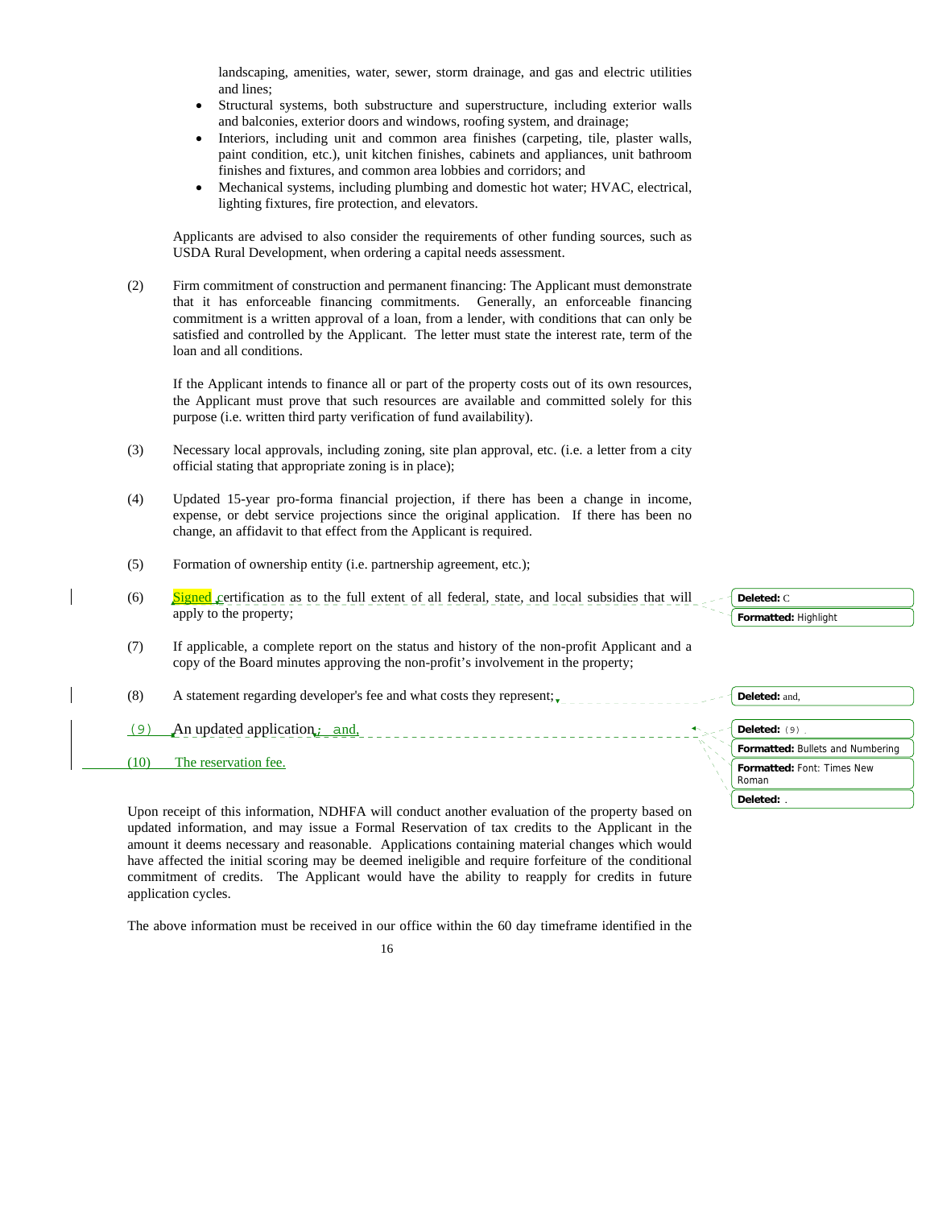landscaping, amenities, water, sewer, storm drainage, and gas and electric utilities and lines;

- Structural systems, both substructure and superstructure, including exterior walls and balconies, exterior doors and windows, roofing system, and drainage;
- Interiors, including unit and common area finishes (carpeting, tile, plaster walls, paint condition, etc.), unit kitchen finishes, cabinets and appliances, unit bathroom finishes and fixtures, and common area lobbies and corridors; and
- Mechanical systems, including plumbing and domestic hot water; HVAC, electrical, lighting fixtures, fire protection, and elevators.

Applicants are advised to also consider the requirements of other funding sources, such as USDA Rural Development, when ordering a capital needs assessment.

(2) Firm commitment of construction and permanent financing: The Applicant must demonstrate that it has enforceable financing commitments. Generally, an enforceable financing commitment is a written approval of a loan, from a lender, with conditions that can only be satisfied and controlled by the Applicant. The letter must state the interest rate, term of the loan and all conditions.

If the Applicant intends to finance all or part of the property costs out of its own resources, the Applicant must prove that such resources are available and committed solely for this purpose (i.e. written third party verification of fund availability).

(3) Necessary local approvals, including zoning, site plan approval, etc. (i.e. a letter from a city official stating that appropriate zoning is in place);

(4) Updated 15-year pro-forma financial projection, if there has been a change in income, expense, or debt service projections since the original application. If there has been no change, an affidavit to that effect from the Applicant is required.

(5) Formation of ownership entity (i.e. partnership agreement, etc.);

(6) Signed certification as to the full extent of all federal, state, and local subsidies that will apply to the property;

(7) If applicable, a complete report on the status and history of the non-profit Applicant and a copy of the Board minutes approving the non-profit's involvement in the property;

(8) A statement regarding developer's fee and what costs they represent;

(9) An updated application; and,

(10) The reservation fee.

Upon receipt of this information, NDHFA will conduct another evaluation of the property based on updated information, and may issue a Formal Reservation of tax credits to the Applicant in the amount it deems necessary and reasonable. Applications containing material changes which would have affected the initial scoring may be deemed ineligible and require forfeiture of the conditional commitment of credits. The Applicant would have the ability to reapply for credits in future application cycles.

The above information must be received in our office within the 60 day timeframe identified in the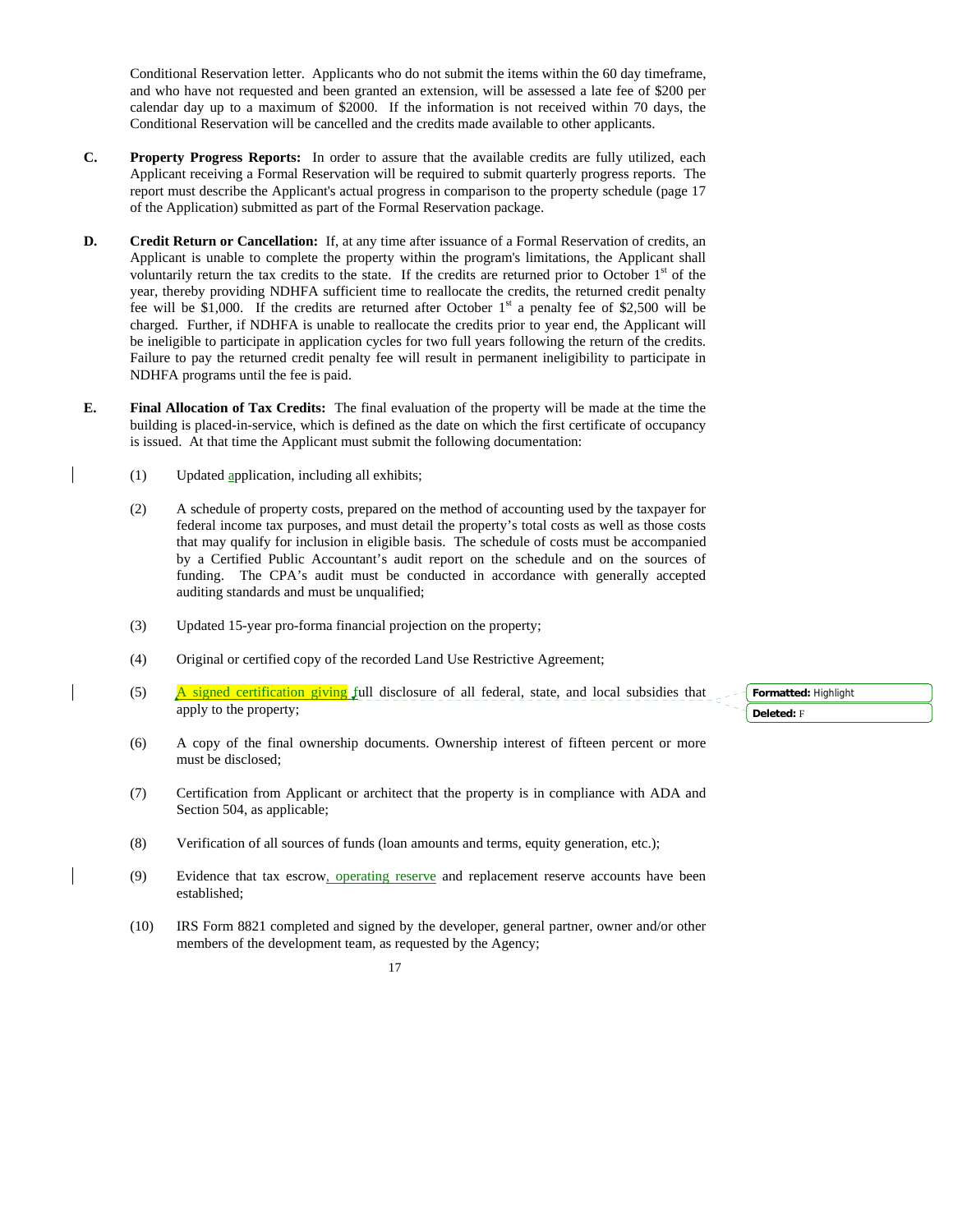Conditional Reservation letter. Applicants who do not submit the items within the 60 day timeframe, and who have not requested and been granted an extension, will be assessed a late fee of $200 per calendar day up to a maximum of $2000. If the information is not received within 70 days, the Conditional Reservation will be cancelled and the credits made available to other applicants.

**C. Property Progress Reports:** In order to assure that the available credits are fully utilized, each Applicant receiving a Formal Reservation will be required to submit quarterly progress reports. The report must describe the Applicant's actual progress in comparison to the property schedule (page 17 of the Application) submitted as part of the Formal Reservation package.

**D. Credit Return or Cancellation:** If, at any time after issuance of a Formal Reservation of credits, an Applicant is unable to complete the property within the program's limitations, the Applicant shall voluntarily return the tax credits to the state. If the credits are returned prior to October 1st of the year, thereby providing NDHFA sufficient time to reallocate the credits, the returned credit penalty fee will be $1,000. If the credits are returned after October 1st a penalty fee of $2,500 will be charged. Further, if NDHFA is unable to reallocate the credits prior to year end, the Applicant will be ineligible to participate in application cycles for two full years following the return of the credits. Failure to pay the returned credit penalty fee will result in permanent ineligibility to participate in NDHFA programs until the fee is paid.

**E. Final Allocation of Tax Credits:** The final evaluation of the property will be made at the time the building is placed-in-service, which is defined as the date on which the first certificate of occupancy is issued. At that time the Applicant must submit the following documentation:

(1) Updated application, including all exhibits;

(2) A schedule of property costs, prepared on the method of accounting used by the taxpayer for federal income tax purposes, and must detail the property's total costs as well as those costs that may qualify for inclusion in eligible basis. The schedule of costs must be accompanied by a Certified Public Accountant's audit report on the schedule and on the sources of funding. The CPA's audit must be conducted in accordance with generally accepted auditing standards and must be unqualified;

(3) Updated 15-year pro-forma financial projection on the property;

(4) Original or certified copy of the recorded Land Use Restrictive Agreement;

(5) A signed certification giving full disclosure of all federal, state, and local subsidies that apply to the property;

(6) A copy of the final ownership documents. Ownership interest of fifteen percent or more must be disclosed;

(7) Certification from Applicant or architect that the property is in compliance with ADA and Section 504, as applicable;

(8) Verification of all sources of funds (loan amounts and terms, equity generation, etc.);

(9) Evidence that tax escrow, operating reserve and replacement reserve accounts have been established;

(10) IRS Form 8821 completed and signed by the developer, general partner, owner and/or other members of the development team, as requested by the Agency;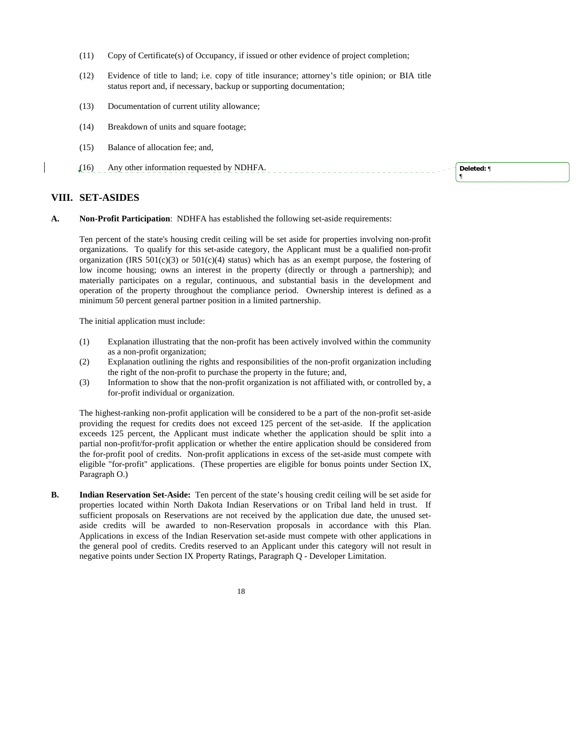(11) Copy of Certificate(s) of Occupancy, if issued or other evidence of project completion;

(12) Evidence of title to land; i.e. copy of title insurance; attorney's title opinion; or BIA title status report and, if necessary, backup or supporting documentation;

(13) Documentation of current utility allowance;

(14) Breakdown of units and square footage;

(15) Balance of allocation fee; and,

(16) Any other information requested by NDHFA.

## VIII. SET-ASIDES

**A. Non-Profit Participation**: NDHFA has established the following set-aside requirements:

Ten percent of the state's housing credit ceiling will be set aside for properties involving non-profit organizations. To qualify for this set-aside category, the Applicant must be a qualified non-profit organization (IRS 501(c)(3) or 501(c)(4) status) which has as an exempt purpose, the fostering of low income housing; owns an interest in the property (directly or through a partnership); and materially participates on a regular, continuous, and substantial basis in the development and operation of the property throughout the compliance period. Ownership interest is defined as a minimum 50 percent general partner position in a limited partnership.

The initial application must include:

(1) Explanation illustrating that the non-profit has been actively involved within the community as a non-profit organization;
(2) Explanation outlining the rights and responsibilities of the non-profit organization including the right of the non-profit to purchase the property in the future; and,
(3) Information to show that the non-profit organization is not affiliated with, or controlled by, a for-profit individual or organization.

The highest-ranking non-profit application will be considered to be a part of the non-profit set-aside providing the request for credits does not exceed 125 percent of the set-aside. If the application exceeds 125 percent, the Applicant must indicate whether the application should be split into a partial non-profit/for-profit application or whether the entire application should be considered from the for-profit pool of credits. Non-profit applications in excess of the set-aside must compete with eligible "for-profit" applications. (These properties are eligible for bonus points under Section IX, Paragraph O.)

**B. Indian Reservation Set-Aside:** Ten percent of the state's housing credit ceiling will be set aside for properties located within North Dakota Indian Reservations or on Tribal land held in trust. If sufficient proposals on Reservations are not received by the application due date, the unused set-aside credits will be awarded to non-Reservation proposals in accordance with this Plan. Applications in excess of the Indian Reservation set-aside must compete with other applications in the general pool of credits. Credits reserved to an Applicant under this category will not result in negative points under Section IX Property Ratings, Paragraph Q - Developer Limitation.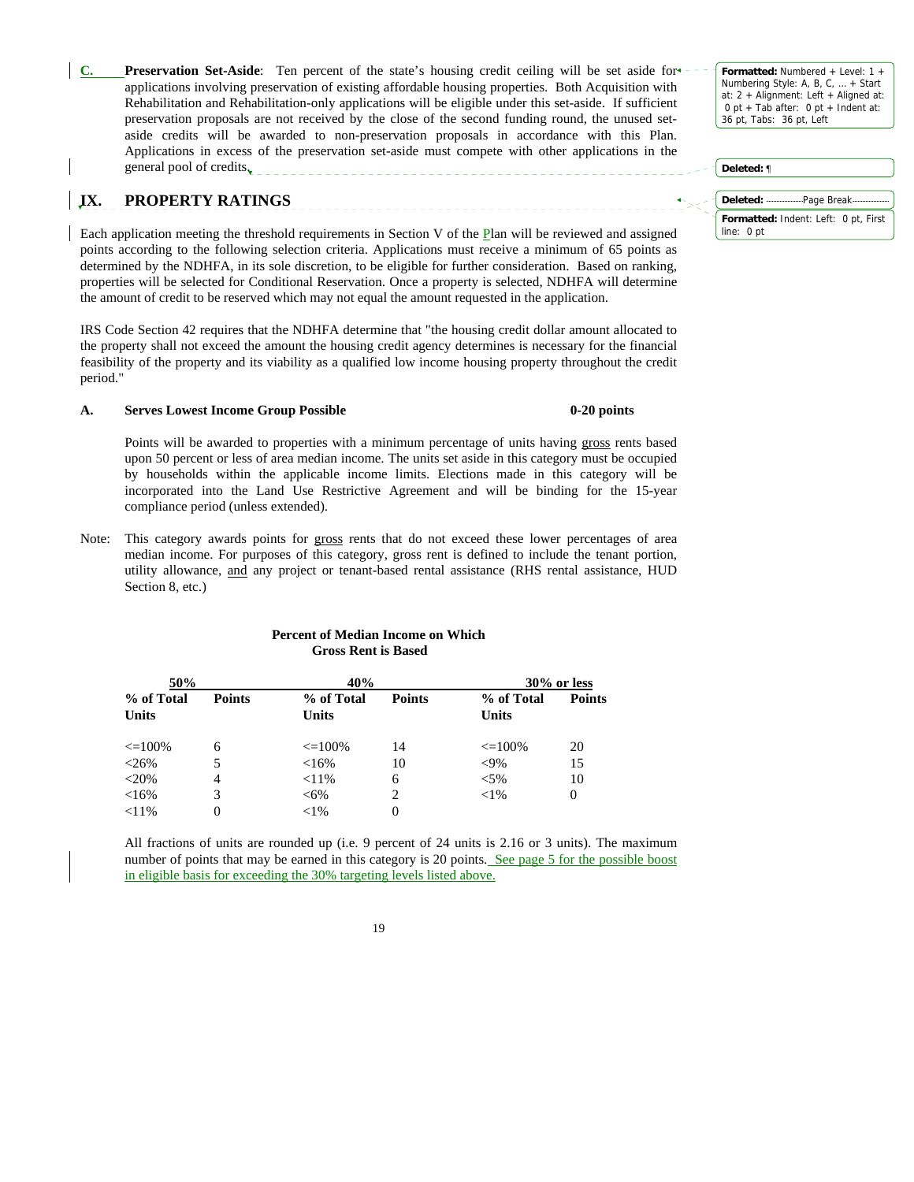**C. Preservation Set-Aside**: Ten percent of the state's housing credit ceiling will be set aside for applications involving preservation of existing affordable housing properties. Both Acquisition with Rehabilitation and Rehabilitation-only applications will be eligible under this set-aside. If sufficient preservation proposals are not received by the close of the second funding round, the unused set-aside credits will be awarded to non-preservation proposals in accordance with this Plan. Applications in excess of the preservation set-aside must compete with other applications in the general pool of credits.

## IX. PROPERTY RATINGS

Each application meeting the threshold requirements in Section V of the Plan will be reviewed and assigned points according to the following selection criteria. Applications must receive a minimum of 65 points as determined by the NDHFA, in its sole discretion, to be eligible for further consideration. Based on ranking, properties will be selected for Conditional Reservation. Once a property is selected, NDHFA will determine the amount of credit to be reserved which may not equal the amount requested in the application.

IRS Code Section 42 requires that the NDHFA determine that "the housing credit dollar amount allocated to the property shall not exceed the amount the housing credit agency determines is necessary for the financial feasibility of the property and its viability as a qualified low income housing property throughout the credit period."

### A. Serves Lowest Income Group Possible — 0-20 points

Points will be awarded to properties with a minimum percentage of units having gross rents based upon 50 percent or less of area median income. The units set aside in this category must be occupied by households within the applicable income limits. Elections made in this category will be incorporated into the Land Use Restrictive Agreement and will be binding for the 15-year compliance period (unless extended).

Note: This category awards points for gross rents that do not exceed these lower percentages of area median income. For purposes of this category, gross rent is defined to include the tenant portion, utility allowance, and any project or tenant-based rental assistance (RHS rental assistance, HUD Section 8, etc.)

**Percent of Median Income on Which Gross Rent is Based**

| 50% | | 40% | | 30% or less | |
|---|---|---|---|---|---|
| **% of Total Units** | **Points** | **% of Total Units** | **Points** | **% of Total Units** | **Points** |
| <=100% | 6 | <=100% | 14 | <=100% | 20 |
| <26% | 5 | <16% | 10 | <9% | 15 |
| <20% | 4 | <11% | 6 | <5% | 10 |
| <16% | 3 | <6% | 2 | <1% | 0 |
| <11% | 0 | <1% | 0 | | |

All fractions of units are rounded up (i.e. 9 percent of 24 units is 2.16 or 3 units). The maximum number of points that may be earned in this category is 20 points. See page 5 for the possible boost in eligible basis for exceeding the 30% targeting levels listed above.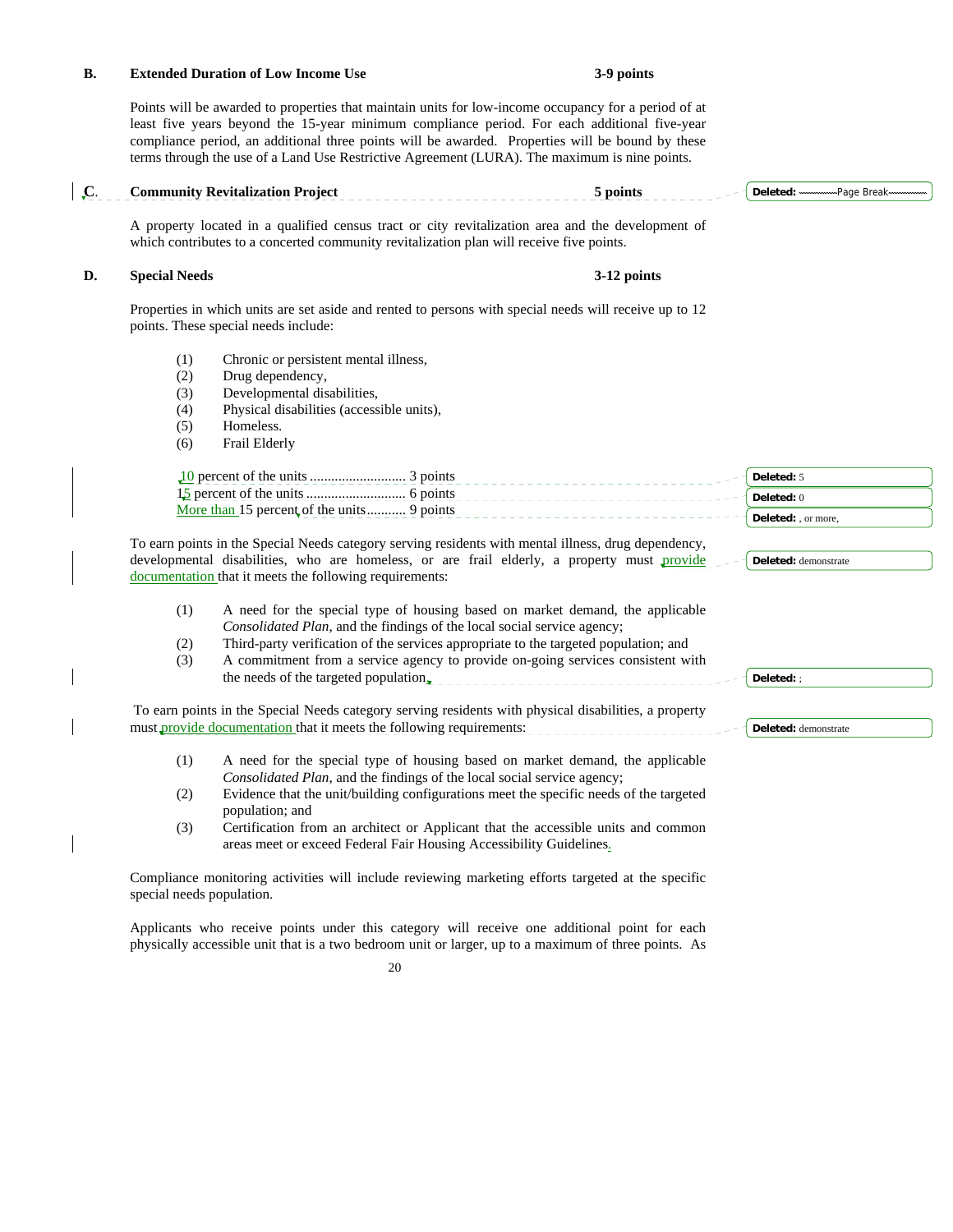**B. Extended Duration of Low Income Use 3-9 points**

Points will be awarded to properties that maintain units for low-income occupancy for a period of at least five years beyond the 15-year minimum compliance period. For each additional five-year compliance period, an additional three points will be awarded. Properties will be bound by these terms through the use of a Land Use Restrictive Agreement (LURA). The maximum is nine points.

**C. Community Revitalization Project 5 points**

A property located in a qualified census tract or city revitalization area and the development of which contributes to a concerted community revitalization plan will receive five points.

**D. Special Needs 3-12 points**

Properties in which units are set aside and rented to persons with special needs will receive up to 12 points. These special needs include:

(1) Chronic or persistent mental illness,
(2) Drug dependency,
(3) Developmental disabilities,
(4) Physical disabilities (accessible units),
(5) Homeless.
(6) Frail Elderly

10 percent of the units ........................... 3 points
15 percent of the units ............................ 6 points
More than 15 percent of the units........... 9 points

To earn points in the Special Needs category serving residents with mental illness, drug dependency, developmental disabilities, who are homeless, or are frail elderly, a property must provide documentation that it meets the following requirements:

(1) A need for the special type of housing based on market demand, the applicable *Consolidated Plan*, and the findings of the local social service agency;
(2) Third-party verification of the services appropriate to the targeted population; and
(3) A commitment from a service agency to provide on-going services consistent with the needs of the targeted population.

To earn points in the Special Needs category serving residents with physical disabilities, a property must provide documentation that it meets the following requirements:

(1) A need for the special type of housing based on market demand, the applicable *Consolidated Plan*, and the findings of the local social service agency;
(2) Evidence that the unit/building configurations meet the specific needs of the targeted population; and
(3) Certification from an architect or Applicant that the accessible units and common areas meet or exceed Federal Fair Housing Accessibility Guidelines.

Compliance monitoring activities will include reviewing marketing efforts targeted at the specific special needs population.

Applicants who receive points under this category will receive one additional point for each physically accessible unit that is a two bedroom unit or larger, up to a maximum of three points. As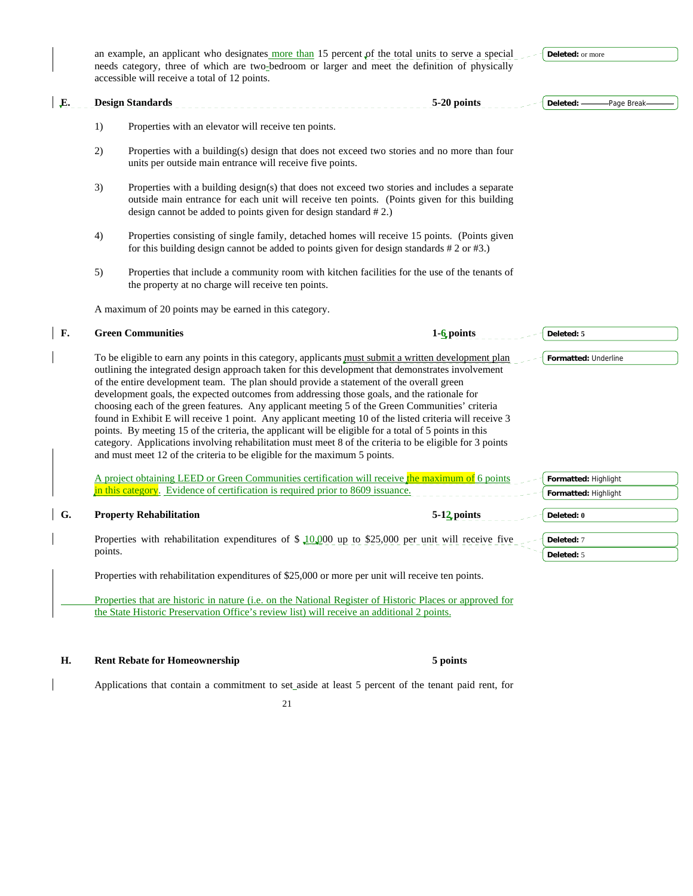an example, an applicant who designates more than 15 percent of the total units to serve a special needs category, three of which are two-bedroom or larger and meet the definition of physically accessible will receive a total of 12 points.

**E. Design Standards** **5-20 points**

1) Properties with an elevator will receive ten points.

2) Properties with a building(s) design that does not exceed two stories and no more than four units per outside main entrance will receive five points.

3) Properties with a building design(s) that does not exceed two stories and includes a separate outside main entrance for each unit will receive ten points. (Points given for this building design cannot be added to points given for design standard # 2.)

4) Properties consisting of single family, detached homes will receive 15 points. (Points given for this building design cannot be added to points given for design standards # 2 or #3.)

5) Properties that include a community room with kitchen facilities for the use of the tenants of the property at no charge will receive ten points.

A maximum of 20 points may be earned in this category.

**F. Green Communities** **1-6 points**

To be eligible to earn any points in this category, applicants must submit a written development plan outlining the integrated design approach taken for this development that demonstrates involvement of the entire development team. The plan should provide a statement of the overall green development goals, the expected outcomes from addressing those goals, and the rationale for choosing each of the green features. Any applicant meeting 5 of the Green Communities' criteria found in Exhibit E will receive 1 point. Any applicant meeting 10 of the listed criteria will receive 3 points. By meeting 15 of the criteria, the applicant will be eligible for a total of 5 points in this category. Applications involving rehabilitation must meet 8 of the criteria to be eligible for 3 points and must meet 12 of the criteria to be eligible for the maximum 5 points.

A project obtaining LEED or Green Communities certification will receive the maximum of 6 points in this category. Evidence of certification is required prior to 8609 issuance.

**G. Property Rehabilitation** **5-12 points**

Properties with rehabilitation expenditures of $ 10,000 up to $25,000 per unit will receive five points.

Properties with rehabilitation expenditures of $25,000 or more per unit will receive ten points.

Properties that are historic in nature (i.e. on the National Register of Historic Places or approved for the State Historic Preservation Office's review list) will receive an additional 2 points.

**H. Rent Rebate for Homeownership** **5 points**

Applications that contain a commitment to set aside at least 5 percent of the tenant paid rent, for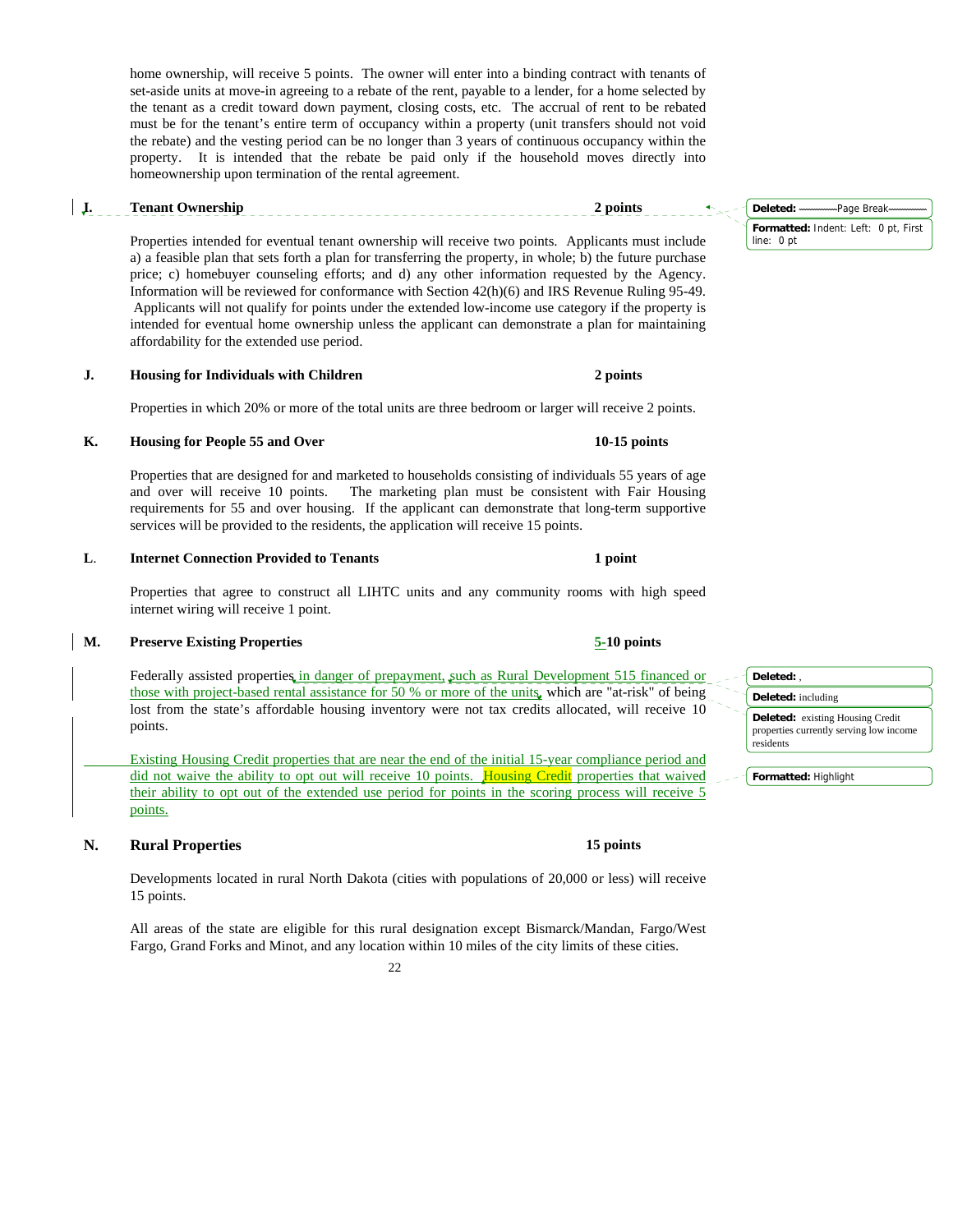home ownership, will receive 5 points. The owner will enter into a binding contract with tenants of set-aside units at move-in agreeing to a rebate of the rent, payable to a lender, for a home selected by the tenant as a credit toward down payment, closing costs, etc. The accrual of rent to be rebated must be for the tenant's entire term of occupancy within a property (unit transfers should not void the rebate) and the vesting period can be no longer than 3 years of continuous occupancy within the property. It is intended that the rebate be paid only if the household moves directly into homeownership upon termination of the rental agreement.

**I. Tenant Ownership** **2 points**

Properties intended for eventual tenant ownership will receive two points. Applicants must include a) a feasible plan that sets forth a plan for transferring the property, in whole; b) the future purchase price; c) homebuyer counseling efforts; and d) any other information requested by the Agency. Information will be reviewed for conformance with Section 42(h)(6) and IRS Revenue Ruling 95-49. Applicants will not qualify for points under the extended low-income use category if the property is intended for eventual home ownership unless the applicant can demonstrate a plan for maintaining affordability for the extended use period.

**J. Housing for Individuals with Children** **2 points**

Properties in which 20% or more of the total units are three bedroom or larger will receive 2 points.

**K. Housing for People 55 and Over** **10-15 points**

Properties that are designed for and marketed to households consisting of individuals 55 years of age and over will receive 10 points. The marketing plan must be consistent with Fair Housing requirements for 55 and over housing. If the applicant can demonstrate that long-term supportive services will be provided to the residents, the application will receive 15 points.

**L. Internet Connection Provided to Tenants** **1 point**

Properties that agree to construct all LIHTC units and any community rooms with high speed internet wiring will receive 1 point.

**M. Preserve Existing Properties** **5-10 points**

Federally assisted properties in danger of prepayment, such as Rural Development 515 financed or those with project-based rental assistance for 50 % or more of the units which are "at-risk" of being lost from the state's affordable housing inventory were not tax credits allocated, will receive 10 points.

Existing Housing Credit properties that are near the end of the initial 15-year compliance period and did not waive the ability to opt out will receive 10 points. Housing Credit properties that waived their ability to opt out of the extended use period for points in the scoring process will receive 5 points.

**N. Rural Properties** **15 points**

Developments located in rural North Dakota (cities with populations of 20,000 or less) will receive 15 points.

All areas of the state are eligible for this rural designation except Bismarck/Mandan, Fargo/West Fargo, Grand Forks and Minot, and any location within 10 miles of the city limits of these cities.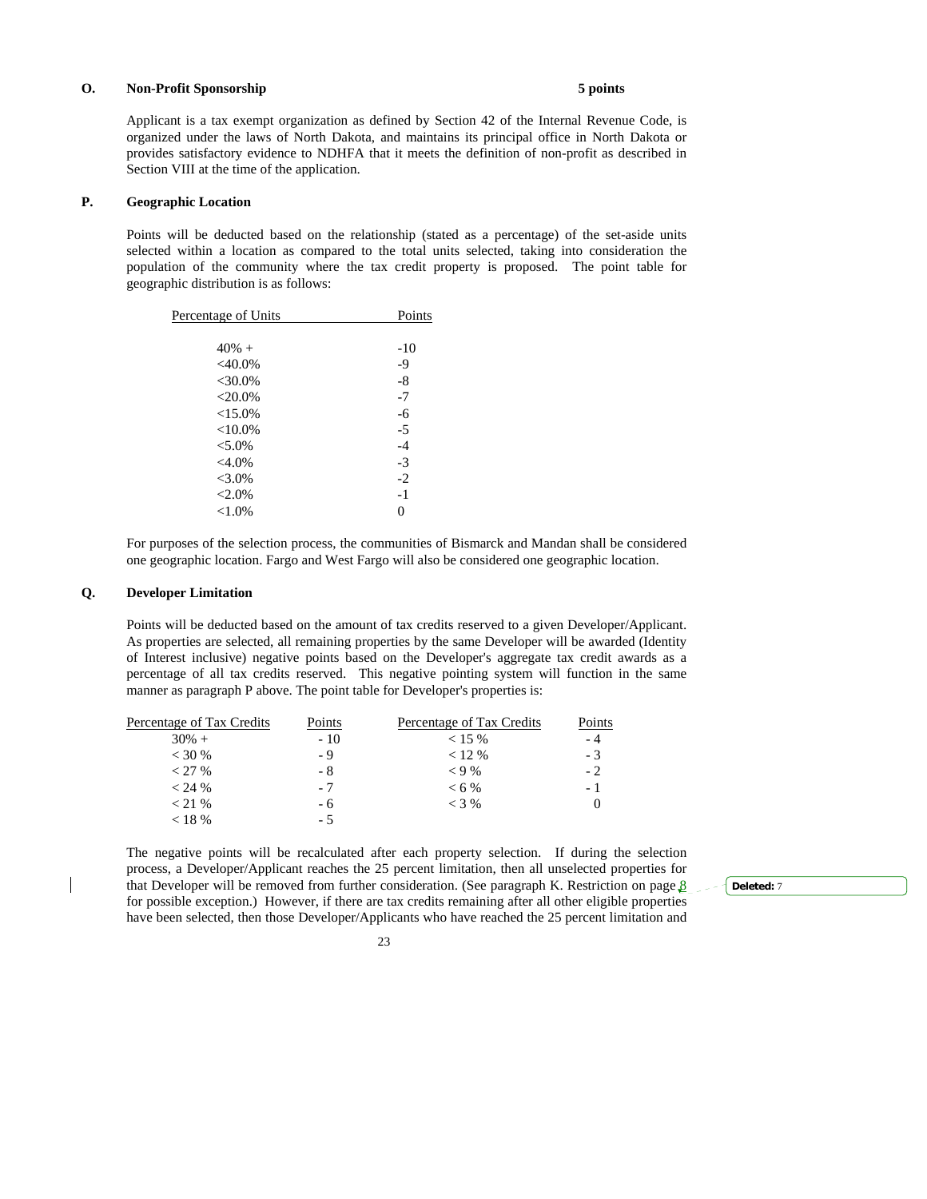**O. Non-Profit Sponsorship 5 points**

Applicant is a tax exempt organization as defined by Section 42 of the Internal Revenue Code, is organized under the laws of North Dakota, and maintains its principal office in North Dakota or provides satisfactory evidence to NDHFA that it meets the definition of non-profit as described in Section VIII at the time of the application.

**P. Geographic Location**

Points will be deducted based on the relationship (stated as a percentage) of the set-aside units selected within a location as compared to the total units selected, taking into consideration the population of the community where the tax credit property is proposed. The point table for geographic distribution is as follows:

| Percentage of Units | Points |
|---|---|
| 40% + | -10 |
| <40.0% | -9 |
| <30.0% | -8 |
| <20.0% | -7 |
| <15.0% | -6 |
| <10.0% | -5 |
| <5.0% | -4 |
| <4.0% | -3 |
| <3.0% | -2 |
| <2.0% | -1 |
| <1.0% | 0 |

For purposes of the selection process, the communities of Bismarck and Mandan shall be considered one geographic location. Fargo and West Fargo will also be considered one geographic location.

**Q. Developer Limitation**

Points will be deducted based on the amount of tax credits reserved to a given Developer/Applicant. As properties are selected, all remaining properties by the same Developer will be awarded (Identity of Interest inclusive) negative points based on the Developer's aggregate tax credit awards as a percentage of all tax credits reserved. This negative pointing system will function in the same manner as paragraph P above. The point table for Developer's properties is:

| Percentage of Tax Credits | Points | Percentage of Tax Credits | Points |
|---|---|---|---|
| 30% + | - 10 | < 15 % | - 4 |
| < 30 % | - 9 | < 12 % | - 3 |
| < 27 % | - 8 | < 9 % | - 2 |
| < 24 % | - 7 | < 6 % | - 1 |
| < 21 % | - 6 | < 3 % | 0 |
| < 18 % | - 5 | | |

The negative points will be recalculated after each property selection. If during the selection process, a Developer/Applicant reaches the 25 percent limitation, then all unselected properties for that Developer will be removed from further consideration. (See paragraph K. Restriction on page 8 for possible exception.) However, if there are tax credits remaining after all other eligible properties have been selected, then those Developer/Applicants who have reached the 25 percent limitation and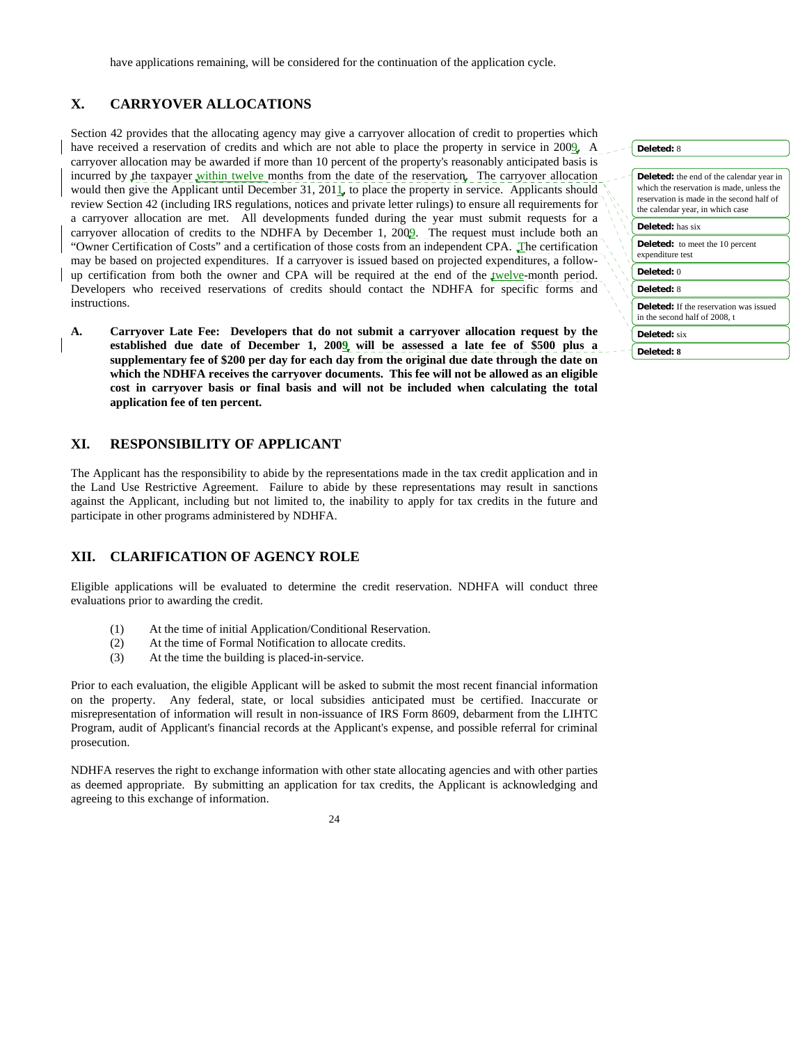have applications remaining, will be considered for the continuation of the application cycle.

## X. CARRYOVER ALLOCATIONS

Section 42 provides that the allocating agency may give a carryover allocation of credit to properties which have received a reservation of credits and which are not able to place the property in service in 2009. A carryover allocation may be awarded if more than 10 percent of the property's reasonably anticipated basis is incurred by the taxpayer within twelve months from the date of the reservation. The carryover allocation would then give the Applicant until December 31, 2011, to place the property in service. Applicants should review Section 42 (including IRS regulations, notices and private letter rulings) to ensure all requirements for a carryover allocation are met. All developments funded during the year must submit requests for a carryover allocation of credits to the NDHFA by December 1, 2009. The request must include both an "Owner Certification of Costs" and a certification of those costs from an independent CPA. The certification may be based on projected expenditures. If a carryover is issued based on projected expenditures, a follow-up certification from both the owner and CPA will be required at the end of the twelve-month period. Developers who received reservations of credits should contact the NDHFA for specific forms and instructions.

**A. Carryover Late Fee: Developers that do not submit a carryover allocation request by the established due date of December 1, 2009, will be assessed a late fee of $500 plus a supplementary fee of $200 per day for each day from the original due date through the date on which the NDHFA receives the carryover documents. This fee will not be allowed as an eligible cost in carryover basis or final basis and will not be included when calculating the total application fee of ten percent.**

## XI. RESPONSIBILITY OF APPLICANT

The Applicant has the responsibility to abide by the representations made in the tax credit application and in the Land Use Restrictive Agreement. Failure to abide by these representations may result in sanctions against the Applicant, including but not limited to, the inability to apply for tax credits in the future and participate in other programs administered by NDHFA.

## XII. CLARIFICATION OF AGENCY ROLE

Eligible applications will be evaluated to determine the credit reservation. NDHFA will conduct three evaluations prior to awarding the credit.

(1) At the time of initial Application/Conditional Reservation.
(2) At the time of Formal Notification to allocate credits.
(3) At the time the building is placed-in-service.

Prior to each evaluation, the eligible Applicant will be asked to submit the most recent financial information on the property. Any federal, state, or local subsidies anticipated must be certified. Inaccurate or misrepresentation of information will result in non-issuance of IRS Form 8609, debarment from the LIHTC Program, audit of Applicant's financial records at the Applicant's expense, and possible referral for criminal prosecution.

NDHFA reserves the right to exchange information with other state allocating agencies and with other parties as deemed appropriate. By submitting an application for tax credits, the Applicant is acknowledging and agreeing to this exchange of information.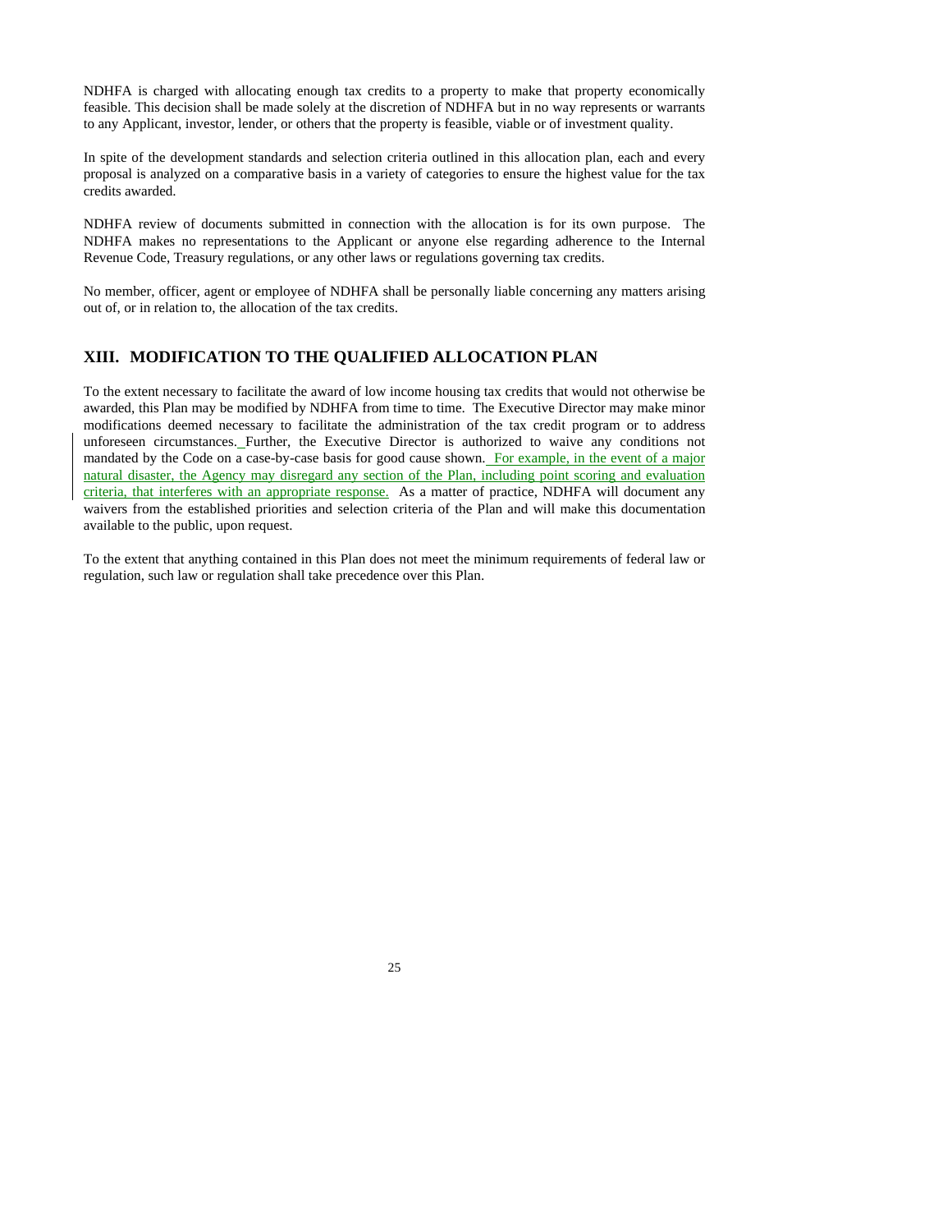NDHFA is charged with allocating enough tax credits to a property to make that property economically feasible. This decision shall be made solely at the discretion of NDHFA but in no way represents or warrants to any Applicant, investor, lender, or others that the property is feasible, viable or of investment quality.

In spite of the development standards and selection criteria outlined in this allocation plan, each and every proposal is analyzed on a comparative basis in a variety of categories to ensure the highest value for the tax credits awarded.

NDHFA review of documents submitted in connection with the allocation is for its own purpose. The NDHFA makes no representations to the Applicant or anyone else regarding adherence to the Internal Revenue Code, Treasury regulations, or any other laws or regulations governing tax credits.

No member, officer, agent or employee of NDHFA shall be personally liable concerning any matters arising out of, or in relation to, the allocation of the tax credits.

## XIII. MODIFICATION TO THE QUALIFIED ALLOCATION PLAN

To the extent necessary to facilitate the award of low income housing tax credits that would not otherwise be awarded, this Plan may be modified by NDHFA from time to time. The Executive Director may make minor modifications deemed necessary to facilitate the administration of the tax credit program or to address unforeseen circumstances. Further, the Executive Director is authorized to waive any conditions not mandated by the Code on a case-by-case basis for good cause shown. For example, in the event of a major natural disaster, the Agency may disregard any section of the Plan, including point scoring and evaluation criteria, that interferes with an appropriate response. As a matter of practice, NDHFA will document any waivers from the established priorities and selection criteria of the Plan and will make this documentation available to the public, upon request.

To the extent that anything contained in this Plan does not meet the minimum requirements of federal law or regulation, such law or regulation shall take precedence over this Plan.